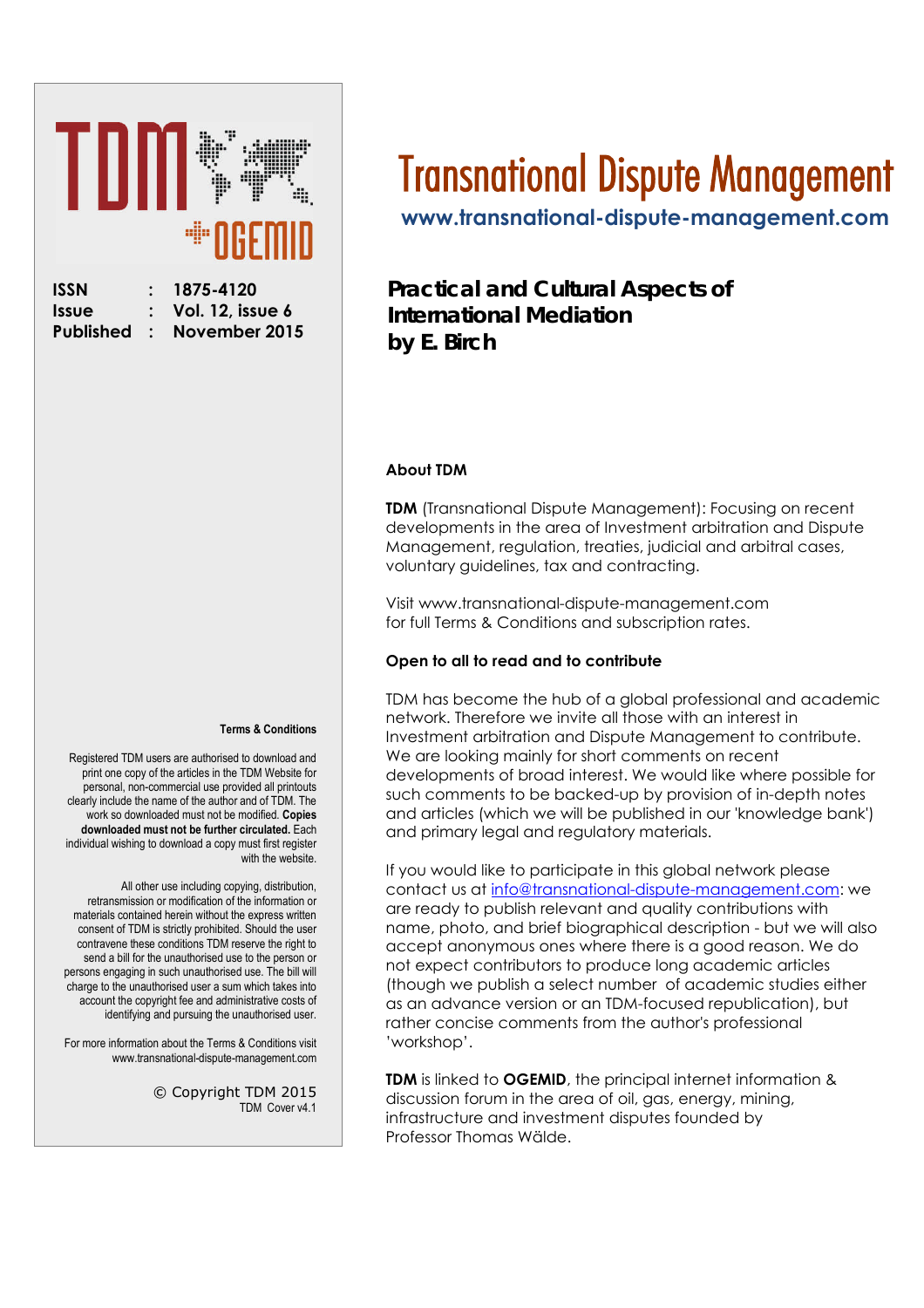# Transnational Dispute Management

**www.transnational-dispute-management.com**

| | | |
|---|---|---|
| **ISSN** | **:** | **1875-4120** |
| **Issue** | **:** | **Vol. 12, issue 6** |
| **Published** | **:** | **November 2015** |

## Practical and Cultural Aspects of International Mediation by E. Birch

### About TDM

**TDM** (Transnational Dispute Management): Focusing on recent developments in the area of Investment arbitration and Dispute Management, regulation, treaties, judicial and arbitral cases, voluntary guidelines, tax and contracting.

Visit www.transnational-dispute-management.com for full Terms & Conditions and subscription rates.

### Open to all to read and to contribute

TDM has become the hub of a global professional and academic network. Therefore we invite all those with an interest in Investment arbitration and Dispute Management to contribute. We are looking mainly for short comments on recent developments of broad interest. We would like where possible for such comments to be backed-up by provision of in-depth notes and articles (which we will be published in our 'knowledge bank') and primary legal and regulatory materials.

If you would like to participate in this global network please contact us at info@transnational-dispute-management.com: we are ready to publish relevant and quality contributions with name, photo, and brief biographical description - but we will also accept anonymous ones where there is a good reason. We do not expect contributors to produce long academic articles (though we publish a select number of academic studies either as an advance version or an TDM-focused republication), but rather concise comments from the author's professional 'workshop'.

**TDM** is linked to **OGEMID**, the principal internet information & discussion forum in the area of oil, gas, energy, mining, infrastructure and investment disputes founded by Professor Thomas Wälde.

### Terms & Conditions

Registered TDM users are authorised to download and print one copy of the articles in the TDM Website for personal, non-commercial use provided all printouts clearly include the name of the author and of TDM. The work so downloaded must not be modified. **Copies downloaded must not be further circulated.** Each individual wishing to download a copy must first register with the website.

All other use including copying, distribution, retransmission or modification of the information or materials contained herein without the express written consent of TDM is strictly prohibited. Should the user contravene these conditions TDM reserve the right to send a bill for the unauthorised use to the person or persons engaging in such unauthorised use. The bill will charge to the unauthorised user a sum which takes into account the copyright fee and administrative costs of identifying and pursuing the unauthorised user.

For more information about the Terms & Conditions visit www.transnational-dispute-management.com

© Copyright TDM 2015

TDM Cover v4.1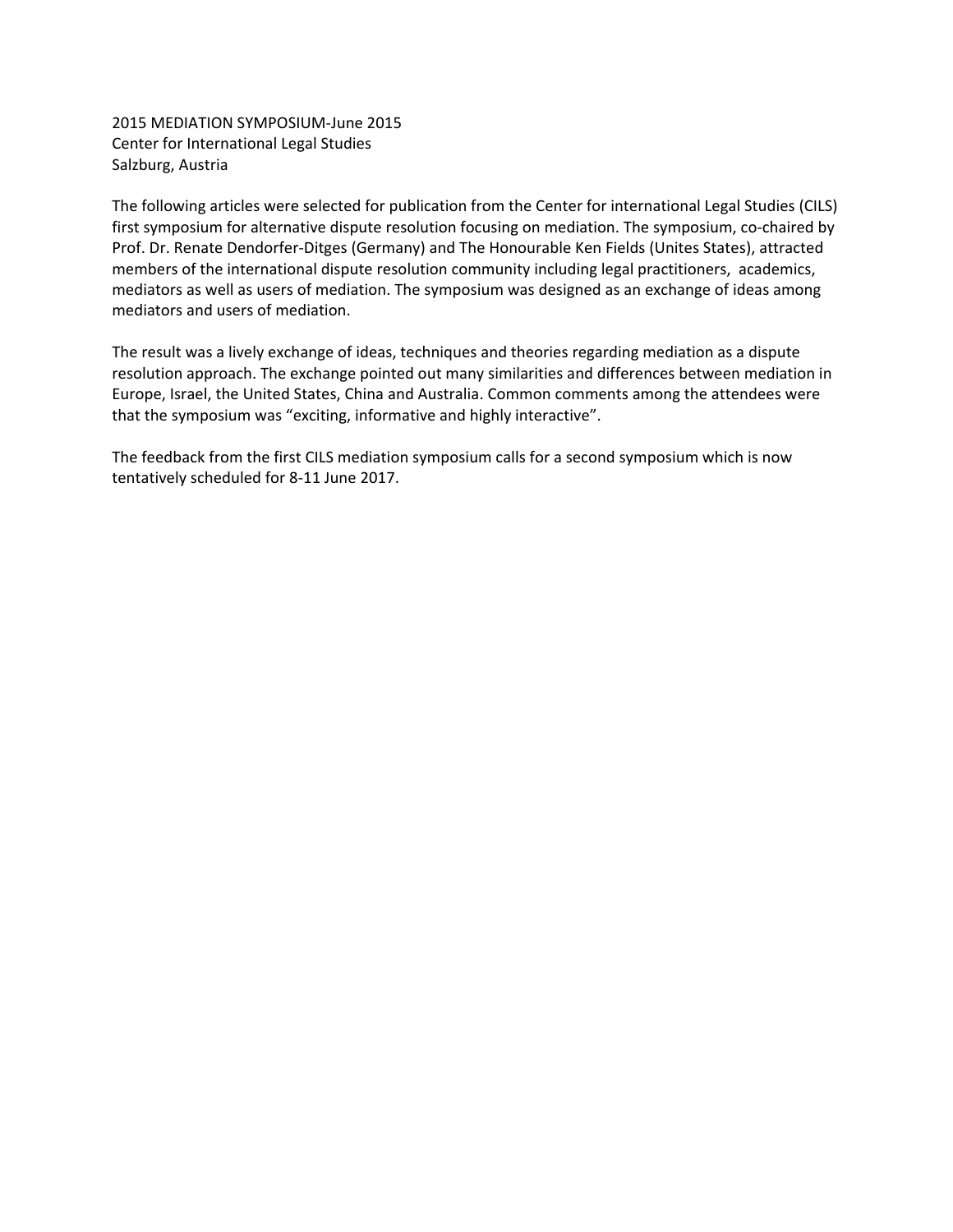2015 MEDIATION SYMPOSIUM-June 2015
Center for International Legal Studies
Salzburg, Austria

The following articles were selected for publication from the Center for international Legal Studies (CILS) first symposium for alternative dispute resolution focusing on mediation. The symposium, co-chaired by Prof. Dr. Renate Dendorfer-Ditges (Germany) and The Honourable Ken Fields (Unites States), attracted members of the international dispute resolution community including legal practitioners, academics, mediators as well as users of mediation. The symposium was designed as an exchange of ideas among mediators and users of mediation.

The result was a lively exchange of ideas, techniques and theories regarding mediation as a dispute resolution approach. The exchange pointed out many similarities and differences between mediation in Europe, Israel, the United States, China and Australia. Common comments among the attendees were that the symposium was "exciting, informative and highly interactive".

The feedback from the first CILS mediation symposium calls for a second symposium which is now tentatively scheduled for 8-11 June 2017.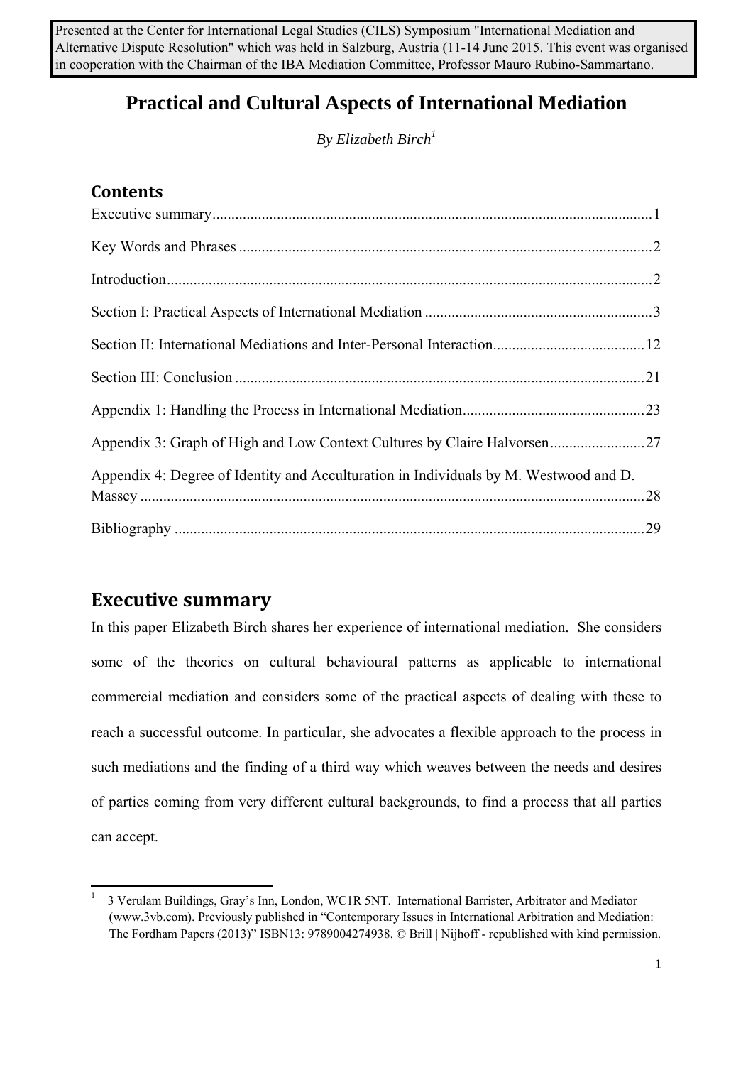Presented at the Center for International Legal Studies (CILS) Symposium "International Mediation and Alternative Dispute Resolution" which was held in Salzburg, Austria (11-14 June 2015. This event was organised in cooperation with the Chairman of the IBA Mediation Committee, Professor Mauro Rubino-Sammartano.

# Practical and Cultural Aspects of International Mediation

*By Elizabeth Birch*[1]

## Contents

Executive summary ....... 1

Key Words and Phrases ....... 2

Introduction ....... 2

Section I: Practical Aspects of International Mediation ....... 3

Section II: International Mediations and Inter-Personal Interaction ....... 12

Section III: Conclusion ....... 21

Appendix 1: Handling the Process in International Mediation ....... 23

Appendix 3: Graph of High and Low Context Cultures by Claire Halvorsen ....... 27

Appendix 4: Degree of Identity and Acculturation in Individuals by M. Westwood and D. Massey ....... 28

Bibliography ....... 29

## Executive summary

In this paper Elizabeth Birch shares her experience of international mediation. She considers some of the theories on cultural behavioural patterns as applicable to international commercial mediation and considers some of the practical aspects of dealing with these to reach a successful outcome. In particular, she advocates a flexible approach to the process in such mediations and the finding of a third way which weaves between the needs and desires of parties coming from very different cultural backgrounds, to find a process that all parties can accept.

[1] 3 Verulam Buildings, Gray's Inn, London, WC1R 5NT. International Barrister, Arbitrator and Mediator (www.3vb.com). Previously published in "Contemporary Issues in International Arbitration and Mediation: The Fordham Papers (2013)" ISBN13: 9789004274938. © Brill | Nijhoff - republished with kind permission.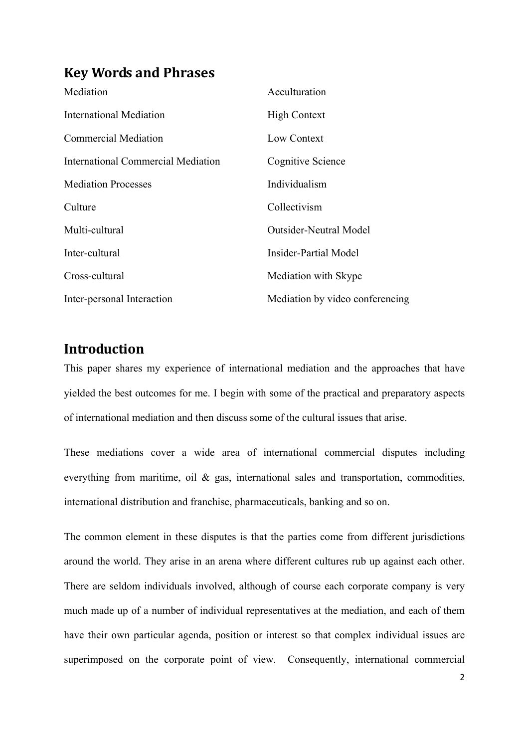## Key Words and Phrases

| | |
|---|---|
| Mediation | Acculturation |
| International Mediation | High Context |
| Commercial Mediation | Low Context |
| International Commercial Mediation | Cognitive Science |
| Mediation Processes | Individualism |
| Culture | Collectivism |
| Multi-cultural | Outsider-Neutral Model |
| Inter-cultural | Insider-Partial Model |
| Cross-cultural | Mediation with Skype |
| Inter-personal Interaction | Mediation by video conferencing |

## Introduction

This paper shares my experience of international mediation and the approaches that have yielded the best outcomes for me. I begin with some of the practical and preparatory aspects of international mediation and then discuss some of the cultural issues that arise.

These mediations cover a wide area of international commercial disputes including everything from maritime, oil & gas, international sales and transportation, commodities, international distribution and franchise, pharmaceuticals, banking and so on.

The common element in these disputes is that the parties come from different jurisdictions around the world. They arise in an arena where different cultures rub up against each other. There are seldom individuals involved, although of course each corporate company is very much made up of a number of individual representatives at the mediation, and each of them have their own particular agenda, position or interest so that complex individual issues are superimposed on the corporate point of view. Consequently, international commercial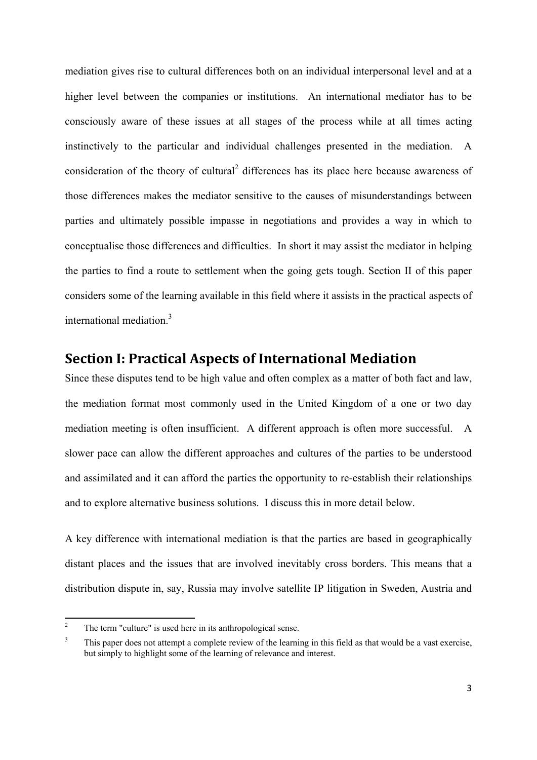mediation gives rise to cultural differences both on an individual interpersonal level and at a higher level between the companies or institutions. An international mediator has to be consciously aware of these issues at all stages of the process while at all times acting instinctively to the particular and individual challenges presented in the mediation. A consideration of the theory of cultural[2] differences has its place here because awareness of those differences makes the mediator sensitive to the causes of misunderstandings between parties and ultimately possible impasse in negotiations and provides a way in which to conceptualise those differences and difficulties. In short it may assist the mediator in helping the parties to find a route to settlement when the going gets tough. Section II of this paper considers some of the learning available in this field where it assists in the practical aspects of international mediation.[3]

## Section I: Practical Aspects of International Mediation

Since these disputes tend to be high value and often complex as a matter of both fact and law, the mediation format most commonly used in the United Kingdom of a one or two day mediation meeting is often insufficient. A different approach is often more successful. A slower pace can allow the different approaches and cultures of the parties to be understood and assimilated and it can afford the parties the opportunity to re-establish their relationships and to explore alternative business solutions. I discuss this in more detail below.

A key difference with international mediation is that the parties are based in geographically distant places and the issues that are involved inevitably cross borders. This means that a distribution dispute in, say, Russia may involve satellite IP litigation in Sweden, Austria and

---

[2] The term "culture" is used here in its anthropological sense.

[3] This paper does not attempt a complete review of the learning in this field as that would be a vast exercise, but simply to highlight some of the learning of relevance and interest.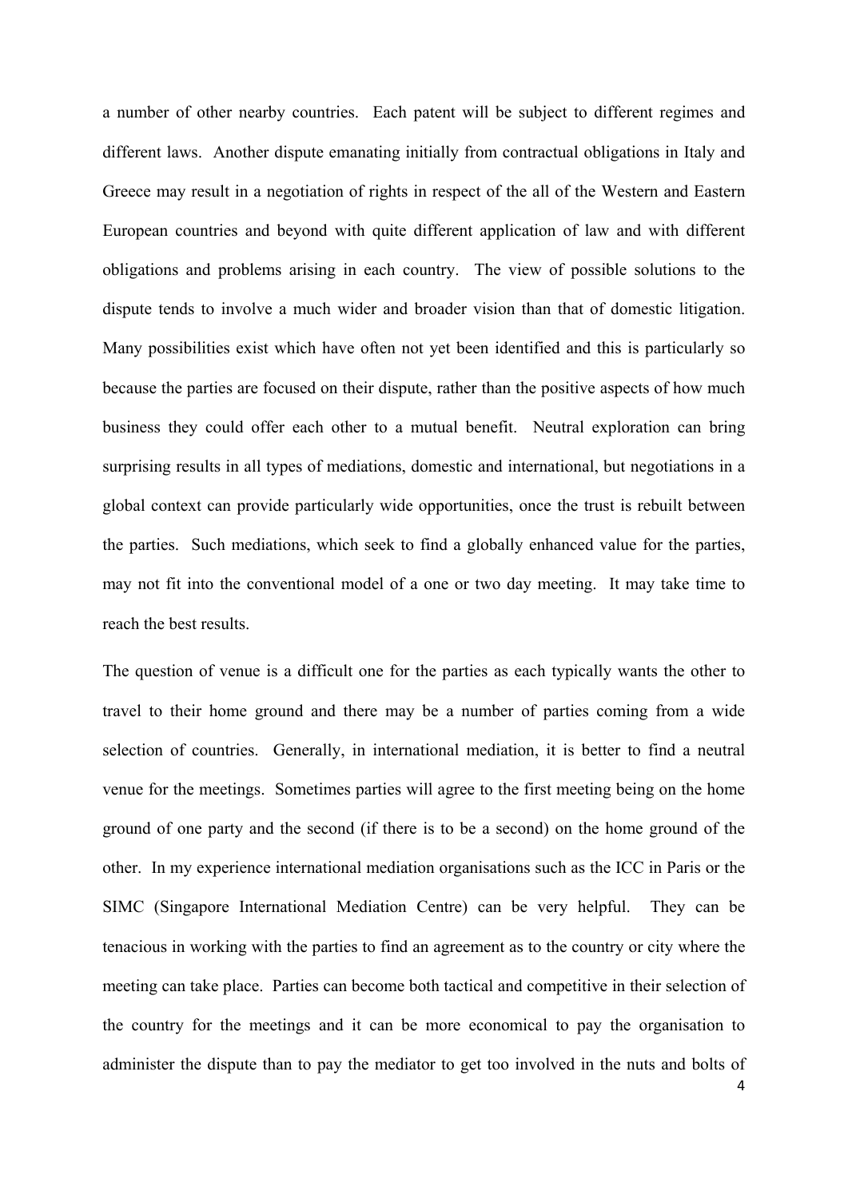a number of other nearby countries. Each patent will be subject to different regimes and different laws. Another dispute emanating initially from contractual obligations in Italy and Greece may result in a negotiation of rights in respect of the all of the Western and Eastern European countries and beyond with quite different application of law and with different obligations and problems arising in each country. The view of possible solutions to the dispute tends to involve a much wider and broader vision than that of domestic litigation. Many possibilities exist which have often not yet been identified and this is particularly so because the parties are focused on their dispute, rather than the positive aspects of how much business they could offer each other to a mutual benefit. Neutral exploration can bring surprising results in all types of mediations, domestic and international, but negotiations in a global context can provide particularly wide opportunities, once the trust is rebuilt between the parties. Such mediations, which seek to find a globally enhanced value for the parties, may not fit into the conventional model of a one or two day meeting. It may take time to reach the best results.

The question of venue is a difficult one for the parties as each typically wants the other to travel to their home ground and there may be a number of parties coming from a wide selection of countries. Generally, in international mediation, it is better to find a neutral venue for the meetings. Sometimes parties will agree to the first meeting being on the home ground of one party and the second (if there is to be a second) on the home ground of the other. In my experience international mediation organisations such as the ICC in Paris or the SIMC (Singapore International Mediation Centre) can be very helpful. They can be tenacious in working with the parties to find an agreement as to the country or city where the meeting can take place. Parties can become both tactical and competitive in their selection of the country for the meetings and it can be more economical to pay the organisation to administer the dispute than to pay the mediator to get too involved in the nuts and bolts of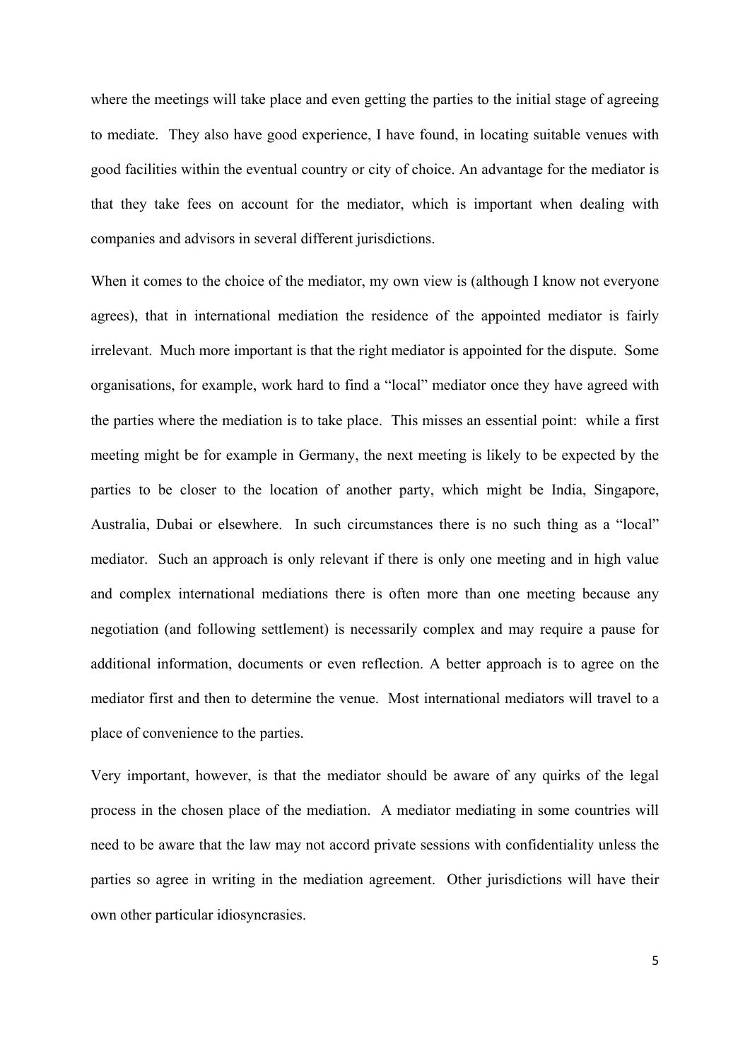where the meetings will take place and even getting the parties to the initial stage of agreeing to mediate. They also have good experience, I have found, in locating suitable venues with good facilities within the eventual country or city of choice. An advantage for the mediator is that they take fees on account for the mediator, which is important when dealing with companies and advisors in several different jurisdictions.

When it comes to the choice of the mediator, my own view is (although I know not everyone agrees), that in international mediation the residence of the appointed mediator is fairly irrelevant. Much more important is that the right mediator is appointed for the dispute. Some organisations, for example, work hard to find a "local" mediator once they have agreed with the parties where the mediation is to take place. This misses an essential point: while a first meeting might be for example in Germany, the next meeting is likely to be expected by the parties to be closer to the location of another party, which might be India, Singapore, Australia, Dubai or elsewhere. In such circumstances there is no such thing as a "local" mediator. Such an approach is only relevant if there is only one meeting and in high value and complex international mediations there is often more than one meeting because any negotiation (and following settlement) is necessarily complex and may require a pause for additional information, documents or even reflection. A better approach is to agree on the mediator first and then to determine the venue. Most international mediators will travel to a place of convenience to the parties.

Very important, however, is that the mediator should be aware of any quirks of the legal process in the chosen place of the mediation. A mediator mediating in some countries will need to be aware that the law may not accord private sessions with confidentiality unless the parties so agree in writing in the mediation agreement. Other jurisdictions will have their own other particular idiosyncrasies.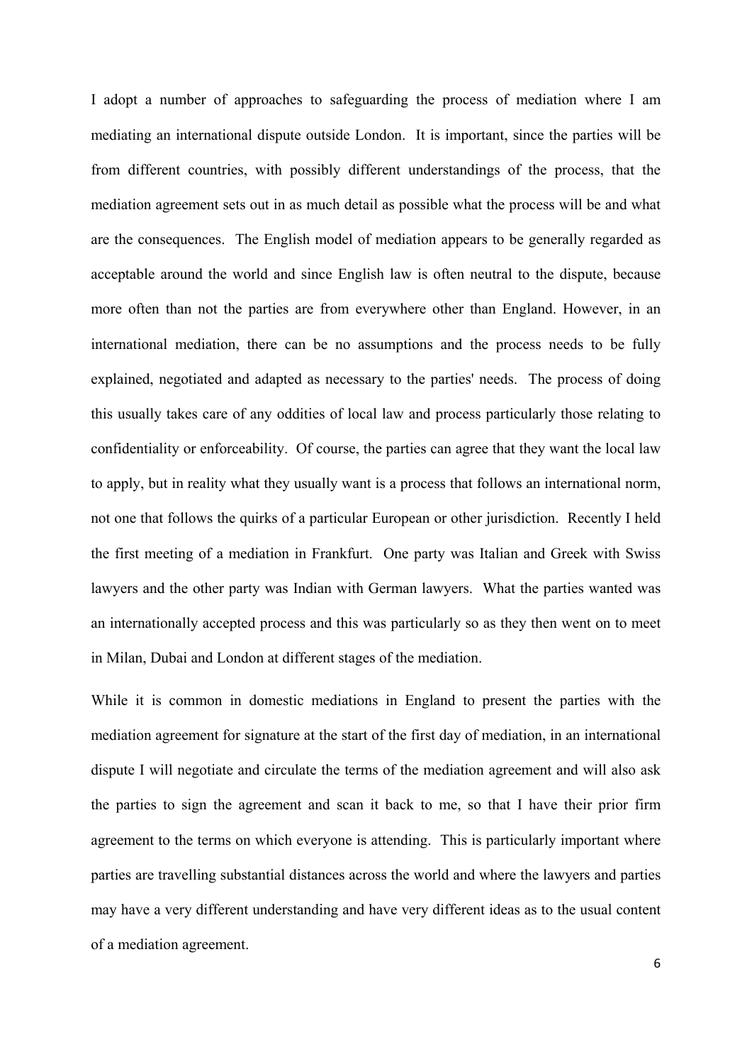I adopt a number of approaches to safeguarding the process of mediation where I am mediating an international dispute outside London. It is important, since the parties will be from different countries, with possibly different understandings of the process, that the mediation agreement sets out in as much detail as possible what the process will be and what are the consequences. The English model of mediation appears to be generally regarded as acceptable around the world and since English law is often neutral to the dispute, because more often than not the parties are from everywhere other than England. However, in an international mediation, there can be no assumptions and the process needs to be fully explained, negotiated and adapted as necessary to the parties' needs. The process of doing this usually takes care of any oddities of local law and process particularly those relating to confidentiality or enforceability. Of course, the parties can agree that they want the local law to apply, but in reality what they usually want is a process that follows an international norm, not one that follows the quirks of a particular European or other jurisdiction. Recently I held the first meeting of a mediation in Frankfurt. One party was Italian and Greek with Swiss lawyers and the other party was Indian with German lawyers. What the parties wanted was an internationally accepted process and this was particularly so as they then went on to meet in Milan, Dubai and London at different stages of the mediation.

While it is common in domestic mediations in England to present the parties with the mediation agreement for signature at the start of the first day of mediation, in an international dispute I will negotiate and circulate the terms of the mediation agreement and will also ask the parties to sign the agreement and scan it back to me, so that I have their prior firm agreement to the terms on which everyone is attending. This is particularly important where parties are travelling substantial distances across the world and where the lawyers and parties may have a very different understanding and have very different ideas as to the usual content of a mediation agreement.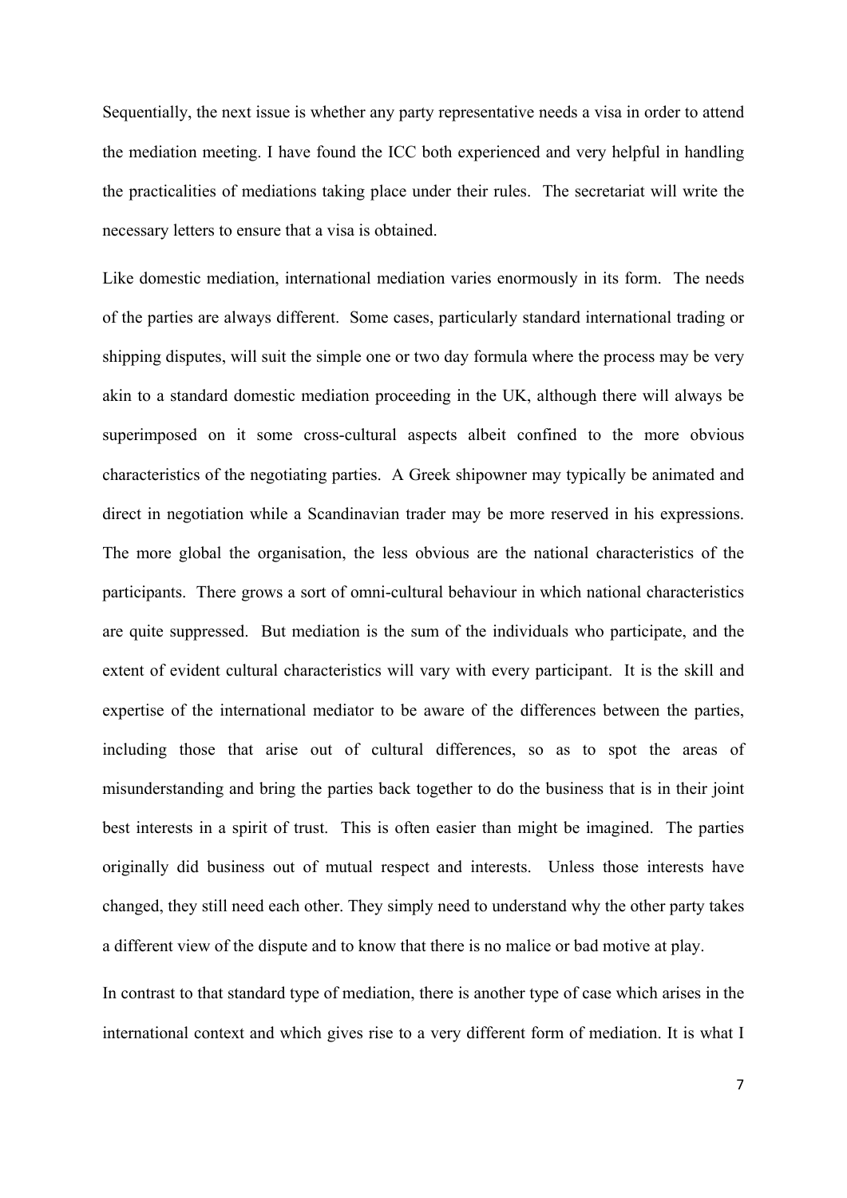Sequentially, the next issue is whether any party representative needs a visa in order to attend the mediation meeting. I have found the ICC both experienced and very helpful in handling the practicalities of mediations taking place under their rules. The secretariat will write the necessary letters to ensure that a visa is obtained.

Like domestic mediation, international mediation varies enormously in its form. The needs of the parties are always different. Some cases, particularly standard international trading or shipping disputes, will suit the simple one or two day formula where the process may be very akin to a standard domestic mediation proceeding in the UK, although there will always be superimposed on it some cross-cultural aspects albeit confined to the more obvious characteristics of the negotiating parties. A Greek shipowner may typically be animated and direct in negotiation while a Scandinavian trader may be more reserved in his expressions. The more global the organisation, the less obvious are the national characteristics of the participants. There grows a sort of omni-cultural behaviour in which national characteristics are quite suppressed. But mediation is the sum of the individuals who participate, and the extent of evident cultural characteristics will vary with every participant. It is the skill and expertise of the international mediator to be aware of the differences between the parties, including those that arise out of cultural differences, so as to spot the areas of misunderstanding and bring the parties back together to do the business that is in their joint best interests in a spirit of trust. This is often easier than might be imagined. The parties originally did business out of mutual respect and interests. Unless those interests have changed, they still need each other. They simply need to understand why the other party takes a different view of the dispute and to know that there is no malice or bad motive at play.

In contrast to that standard type of mediation, there is another type of case which arises in the international context and which gives rise to a very different form of mediation. It is what I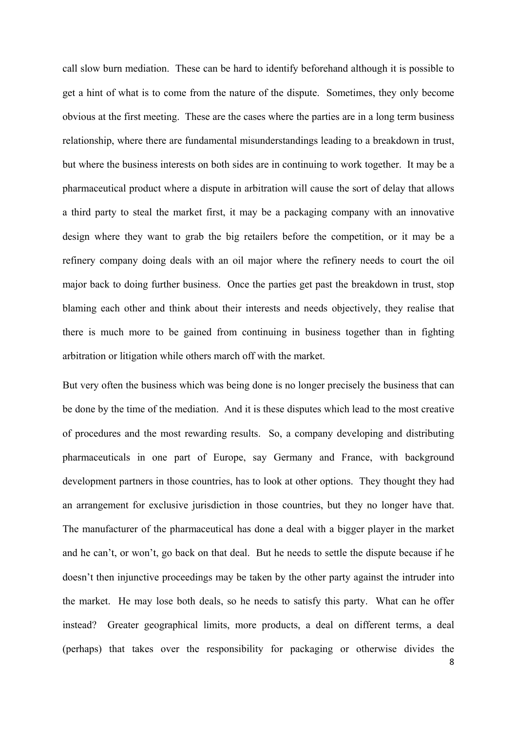call slow burn mediation. These can be hard to identify beforehand although it is possible to get a hint of what is to come from the nature of the dispute. Sometimes, they only become obvious at the first meeting. These are the cases where the parties are in a long term business relationship, where there are fundamental misunderstandings leading to a breakdown in trust, but where the business interests on both sides are in continuing to work together. It may be a pharmaceutical product where a dispute in arbitration will cause the sort of delay that allows a third party to steal the market first, it may be a packaging company with an innovative design where they want to grab the big retailers before the competition, or it may be a refinery company doing deals with an oil major where the refinery needs to court the oil major back to doing further business. Once the parties get past the breakdown in trust, stop blaming each other and think about their interests and needs objectively, they realise that there is much more to be gained from continuing in business together than in fighting arbitration or litigation while others march off with the market.

But very often the business which was being done is no longer precisely the business that can be done by the time of the mediation. And it is these disputes which lead to the most creative of procedures and the most rewarding results. So, a company developing and distributing pharmaceuticals in one part of Europe, say Germany and France, with background development partners in those countries, has to look at other options. They thought they had an arrangement for exclusive jurisdiction in those countries, but they no longer have that. The manufacturer of the pharmaceutical has done a deal with a bigger player in the market and he can't, or won't, go back on that deal. But he needs to settle the dispute because if he doesn't then injunctive proceedings may be taken by the other party against the intruder into the market. He may lose both deals, so he needs to satisfy this party. What can he offer instead? Greater geographical limits, more products, a deal on different terms, a deal (perhaps) that takes over the responsibility for packaging or otherwise divides the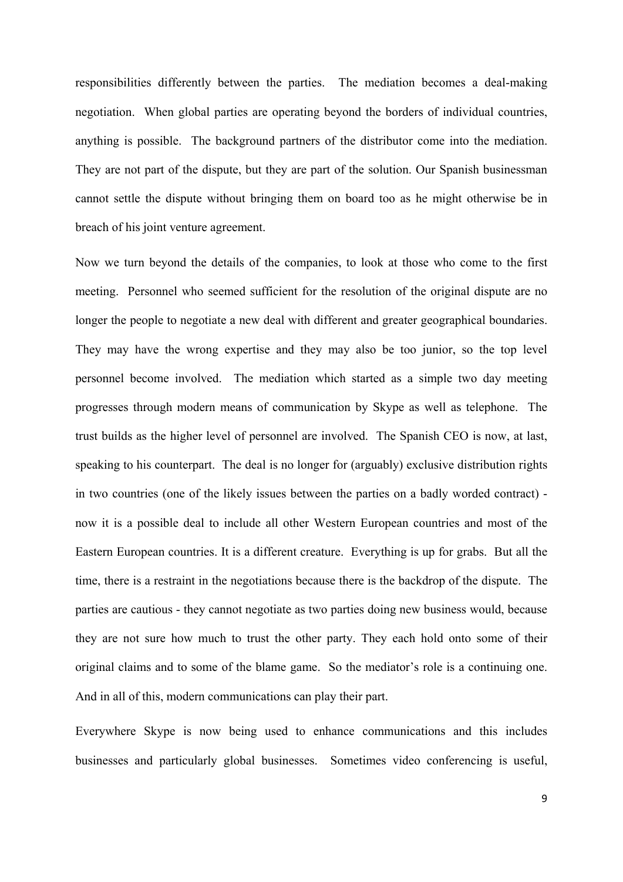responsibilities differently between the parties. The mediation becomes a deal-making negotiation. When global parties are operating beyond the borders of individual countries, anything is possible. The background partners of the distributor come into the mediation. They are not part of the dispute, but they are part of the solution. Our Spanish businessman cannot settle the dispute without bringing them on board too as he might otherwise be in breach of his joint venture agreement.

Now we turn beyond the details of the companies, to look at those who come to the first meeting. Personnel who seemed sufficient for the resolution of the original dispute are no longer the people to negotiate a new deal with different and greater geographical boundaries. They may have the wrong expertise and they may also be too junior, so the top level personnel become involved. The mediation which started as a simple two day meeting progresses through modern means of communication by Skype as well as telephone. The trust builds as the higher level of personnel are involved. The Spanish CEO is now, at last, speaking to his counterpart. The deal is no longer for (arguably) exclusive distribution rights in two countries (one of the likely issues between the parties on a badly worded contract) - now it is a possible deal to include all other Western European countries and most of the Eastern European countries. It is a different creature. Everything is up for grabs. But all the time, there is a restraint in the negotiations because there is the backdrop of the dispute. The parties are cautious - they cannot negotiate as two parties doing new business would, because they are not sure how much to trust the other party. They each hold onto some of their original claims and to some of the blame game. So the mediator's role is a continuing one. And in all of this, modern communications can play their part.

Everywhere Skype is now being used to enhance communications and this includes businesses and particularly global businesses. Sometimes video conferencing is useful,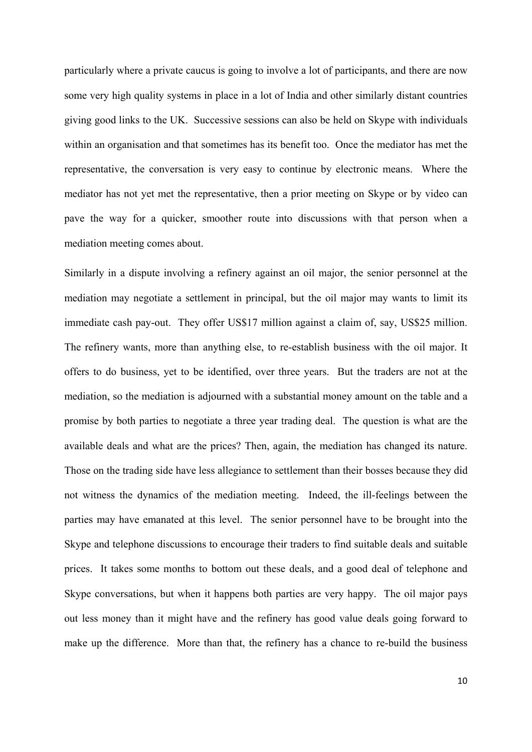particularly where a private caucus is going to involve a lot of participants, and there are now some very high quality systems in place in a lot of India and other similarly distant countries giving good links to the UK. Successive sessions can also be held on Skype with individuals within an organisation and that sometimes has its benefit too. Once the mediator has met the representative, the conversation is very easy to continue by electronic means. Where the mediator has not yet met the representative, then a prior meeting on Skype or by video can pave the way for a quicker, smoother route into discussions with that person when a mediation meeting comes about.

Similarly in a dispute involving a refinery against an oil major, the senior personnel at the mediation may negotiate a settlement in principal, but the oil major may wants to limit its immediate cash pay-out. They offer US$17 million against a claim of, say, US$25 million. The refinery wants, more than anything else, to re-establish business with the oil major. It offers to do business, yet to be identified, over three years. But the traders are not at the mediation, so the mediation is adjourned with a substantial money amount on the table and a promise by both parties to negotiate a three year trading deal. The question is what are the available deals and what are the prices? Then, again, the mediation has changed its nature. Those on the trading side have less allegiance to settlement than their bosses because they did not witness the dynamics of the mediation meeting. Indeed, the ill-feelings between the parties may have emanated at this level. The senior personnel have to be brought into the Skype and telephone discussions to encourage their traders to find suitable deals and suitable prices. It takes some months to bottom out these deals, and a good deal of telephone and Skype conversations, but when it happens both parties are very happy. The oil major pays out less money than it might have and the refinery has good value deals going forward to make up the difference. More than that, the refinery has a chance to re-build the business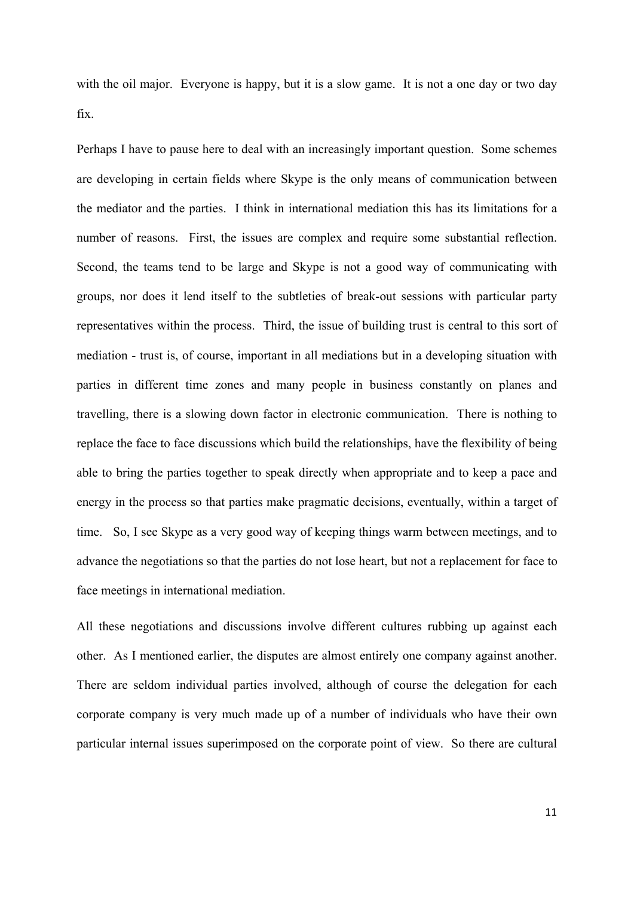with the oil major. Everyone is happy, but it is a slow game. It is not a one day or two day fix.

Perhaps I have to pause here to deal with an increasingly important question. Some schemes are developing in certain fields where Skype is the only means of communication between the mediator and the parties. I think in international mediation this has its limitations for a number of reasons. First, the issues are complex and require some substantial reflection. Second, the teams tend to be large and Skype is not a good way of communicating with groups, nor does it lend itself to the subtleties of break-out sessions with particular party representatives within the process. Third, the issue of building trust is central to this sort of mediation - trust is, of course, important in all mediations but in a developing situation with parties in different time zones and many people in business constantly on planes and travelling, there is a slowing down factor in electronic communication. There is nothing to replace the face to face discussions which build the relationships, have the flexibility of being able to bring the parties together to speak directly when appropriate and to keep a pace and energy in the process so that parties make pragmatic decisions, eventually, within a target of time. So, I see Skype as a very good way of keeping things warm between meetings, and to advance the negotiations so that the parties do not lose heart, but not a replacement for face to face meetings in international mediation.

All these negotiations and discussions involve different cultures rubbing up against each other. As I mentioned earlier, the disputes are almost entirely one company against another. There are seldom individual parties involved, although of course the delegation for each corporate company is very much made up of a number of individuals who have their own particular internal issues superimposed on the corporate point of view. So there are cultural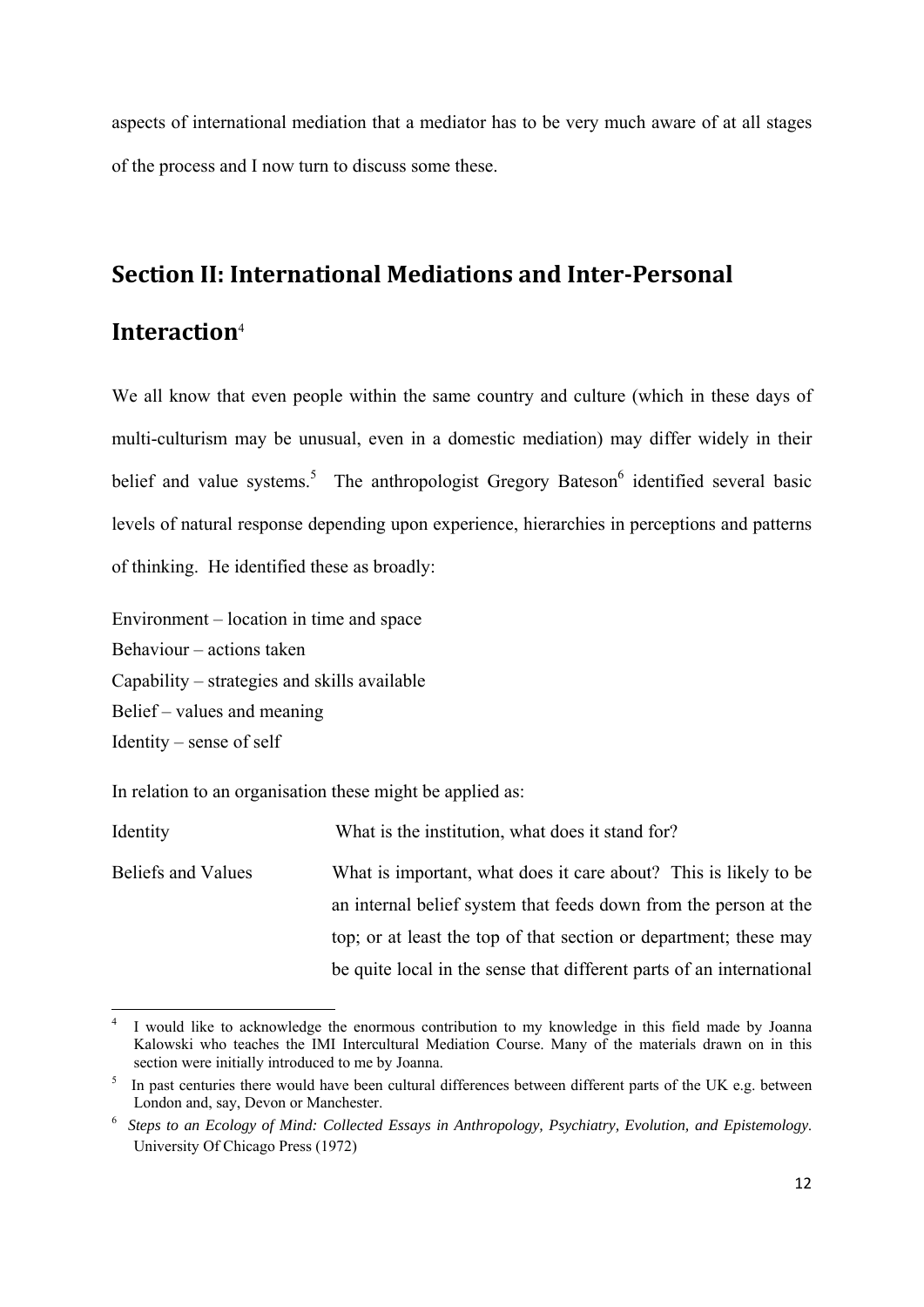aspects of international mediation that a mediator has to be very much aware of at all stages of the process and I now turn to discuss some these.

## Section II: International Mediations and Inter-Personal Interaction[4]

We all know that even people within the same country and culture (which in these days of multi-culturism may be unusual, even in a domestic mediation) may differ widely in their belief and value systems.[5] The anthropologist Gregory Bateson[6] identified several basic levels of natural response depending upon experience, hierarchies in perceptions and patterns of thinking. He identified these as broadly:

Environment – location in time and space
Behaviour – actions taken
Capability – strategies and skills available
Belief – values and meaning
Identity – sense of self

In relation to an organisation these might be applied as:

| | |
|---|---|
| Identity | What is the institution, what does it stand for? |
| Beliefs and Values | What is important, what does it care about? This is likely to be an internal belief system that feeds down from the person at the top; or at least the top of that section or department; these may be quite local in the sense that different parts of an international |

[4] I would like to acknowledge the enormous contribution to my knowledge in this field made by Joanna Kalowski who teaches the IMI Intercultural Mediation Course. Many of the materials drawn on in this section were initially introduced to me by Joanna.

[5] In past centuries there would have been cultural differences between different parts of the UK e.g. between London and, say, Devon or Manchester.

[6] *Steps to an Ecology of Mind: Collected Essays in Anthropology, Psychiatry, Evolution, and Epistemology.* University Of Chicago Press (1972)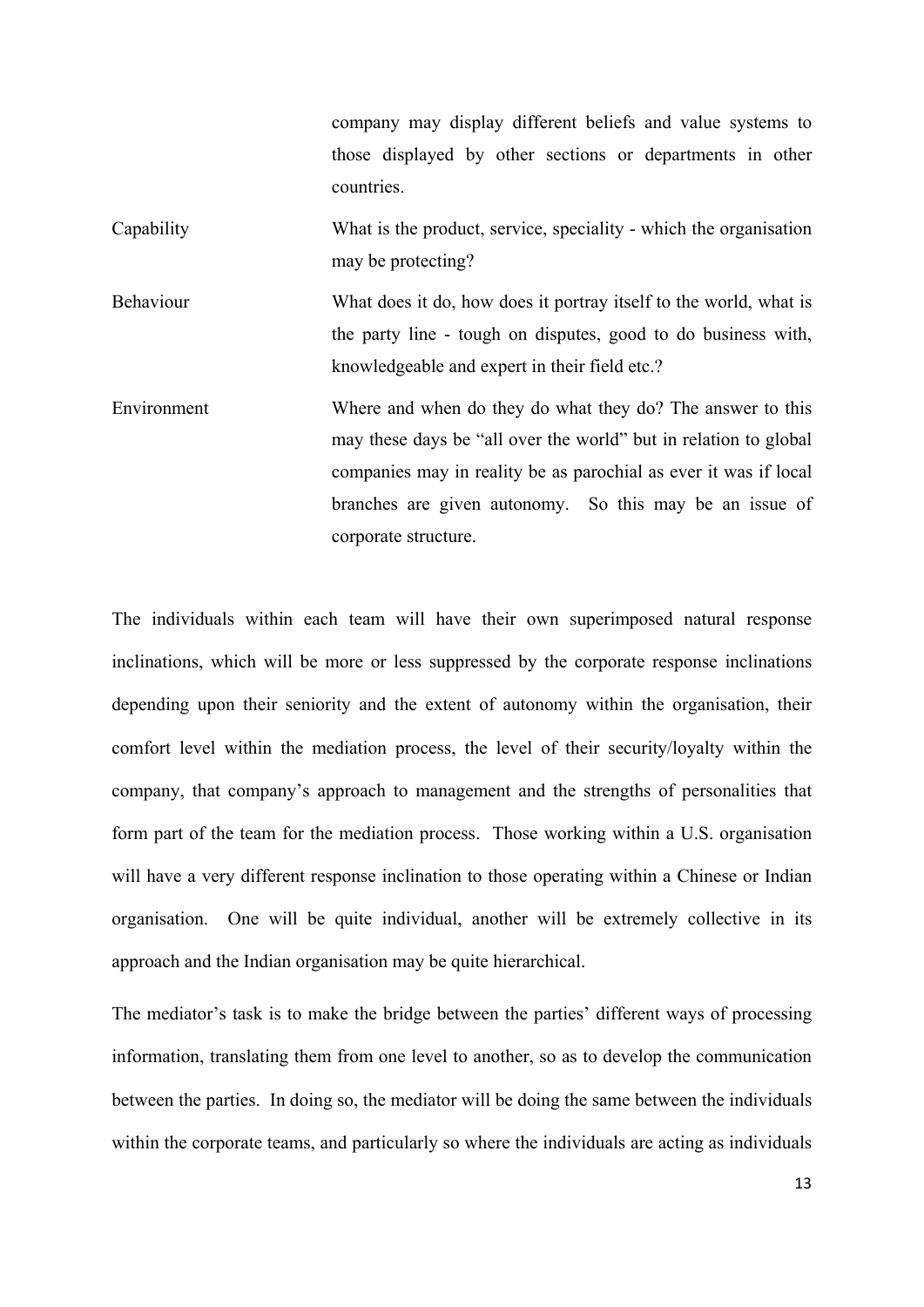| | |
|---|---|
| | company may display different beliefs and value systems to those displayed by other sections or departments in other countries. |
| Capability | What is the product, service, speciality - which the organisation may be protecting? |
| Behaviour | What does it do, how does it portray itself to the world, what is the party line - tough on disputes, good to do business with, knowledgeable and expert in their field etc.? |
| Environment | Where and when do they do what they do? The answer to this may these days be "all over the world" but in relation to global companies may in reality be as parochial as ever it was if local branches are given autonomy. So this may be an issue of corporate structure. |

The individuals within each team will have their own superimposed natural response inclinations, which will be more or less suppressed by the corporate response inclinations depending upon their seniority and the extent of autonomy within the organisation, their comfort level within the mediation process, the level of their security/loyalty within the company, that company's approach to management and the strengths of personalities that form part of the team for the mediation process. Those working within a U.S. organisation will have a very different response inclination to those operating within a Chinese or Indian organisation. One will be quite individual, another will be extremely collective in its approach and the Indian organisation may be quite hierarchical.

The mediator's task is to make the bridge between the parties' different ways of processing information, translating them from one level to another, so as to develop the communication between the parties. In doing so, the mediator will be doing the same between the individuals within the corporate teams, and particularly so where the individuals are acting as individuals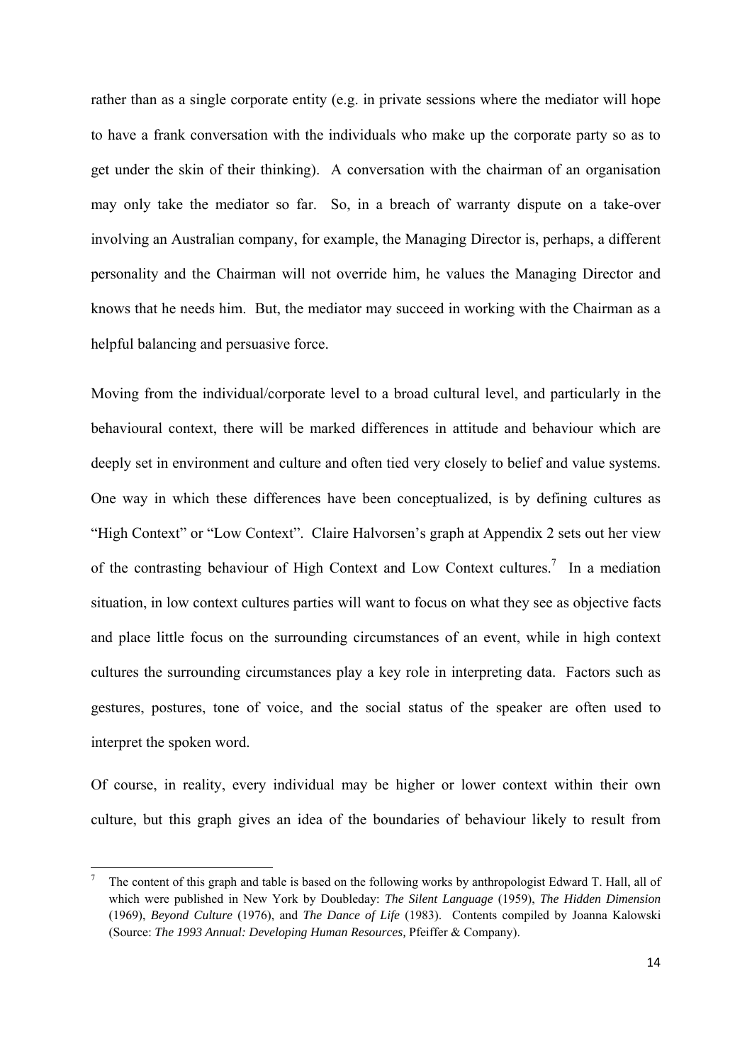rather than as a single corporate entity (e.g. in private sessions where the mediator will hope to have a frank conversation with the individuals who make up the corporate party so as to get under the skin of their thinking). A conversation with the chairman of an organisation may only take the mediator so far. So, in a breach of warranty dispute on a take-over involving an Australian company, for example, the Managing Director is, perhaps, a different personality and the Chairman will not override him, he values the Managing Director and knows that he needs him. But, the mediator may succeed in working with the Chairman as a helpful balancing and persuasive force.

Moving from the individual/corporate level to a broad cultural level, and particularly in the behavioural context, there will be marked differences in attitude and behaviour which are deeply set in environment and culture and often tied very closely to belief and value systems. One way in which these differences have been conceptualized, is by defining cultures as "High Context" or "Low Context". Claire Halvorsen's graph at Appendix 2 sets out her view of the contrasting behaviour of High Context and Low Context cultures.[7] In a mediation situation, in low context cultures parties will want to focus on what they see as objective facts and place little focus on the surrounding circumstances of an event, while in high context cultures the surrounding circumstances play a key role in interpreting data. Factors such as gestures, postures, tone of voice, and the social status of the speaker are often used to interpret the spoken word.

Of course, in reality, every individual may be higher or lower context within their own culture, but this graph gives an idea of the boundaries of behaviour likely to result from

---

[7] The content of this graph and table is based on the following works by anthropologist Edward T. Hall, all of which were published in New York by Doubleday: *The Silent Language* (1959), *The Hidden Dimension* (1969), *Beyond Culture* (1976), and *The Dance of Life* (1983). Contents compiled by Joanna Kalowski (Source: *The 1993 Annual: Developing Human Resources,* Pfeiffer & Company).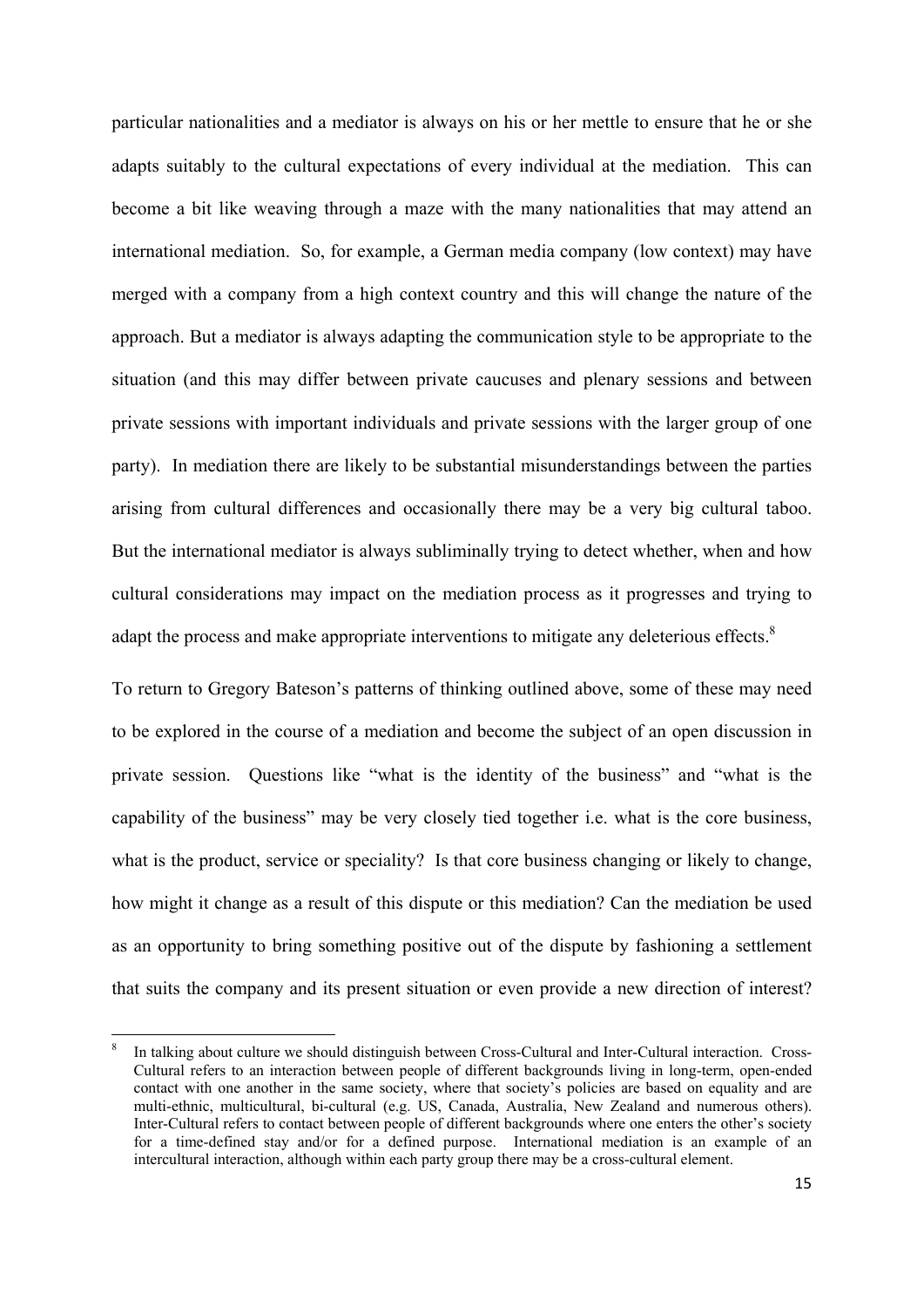particular nationalities and a mediator is always on his or her mettle to ensure that he or she adapts suitably to the cultural expectations of every individual at the mediation. This can become a bit like weaving through a maze with the many nationalities that may attend an international mediation. So, for example, a German media company (low context) may have merged with a company from a high context country and this will change the nature of the approach. But a mediator is always adapting the communication style to be appropriate to the situation (and this may differ between private caucuses and plenary sessions and between private sessions with important individuals and private sessions with the larger group of one party). In mediation there are likely to be substantial misunderstandings between the parties arising from cultural differences and occasionally there may be a very big cultural taboo. But the international mediator is always subliminally trying to detect whether, when and how cultural considerations may impact on the mediation process as it progresses and trying to adapt the process and make appropriate interventions to mitigate any deleterious effects.[8]

To return to Gregory Bateson's patterns of thinking outlined above, some of these may need to be explored in the course of a mediation and become the subject of an open discussion in private session. Questions like "what is the identity of the business" and "what is the capability of the business" may be very closely tied together i.e. what is the core business, what is the product, service or speciality? Is that core business changing or likely to change, how might it change as a result of this dispute or this mediation? Can the mediation be used as an opportunity to bring something positive out of the dispute by fashioning a settlement that suits the company and its present situation or even provide a new direction of interest?

[8] In talking about culture we should distinguish between Cross-Cultural and Inter-Cultural interaction. Cross-Cultural refers to an interaction between people of different backgrounds living in long-term, open-ended contact with one another in the same society, where that society's policies are based on equality and are multi-ethnic, multicultural, bi-cultural (e.g. US, Canada, Australia, New Zealand and numerous others). Inter-Cultural refers to contact between people of different backgrounds where one enters the other's society for a time-defined stay and/or for a defined purpose. International mediation is an example of an intercultural interaction, although within each party group there may be a cross-cultural element.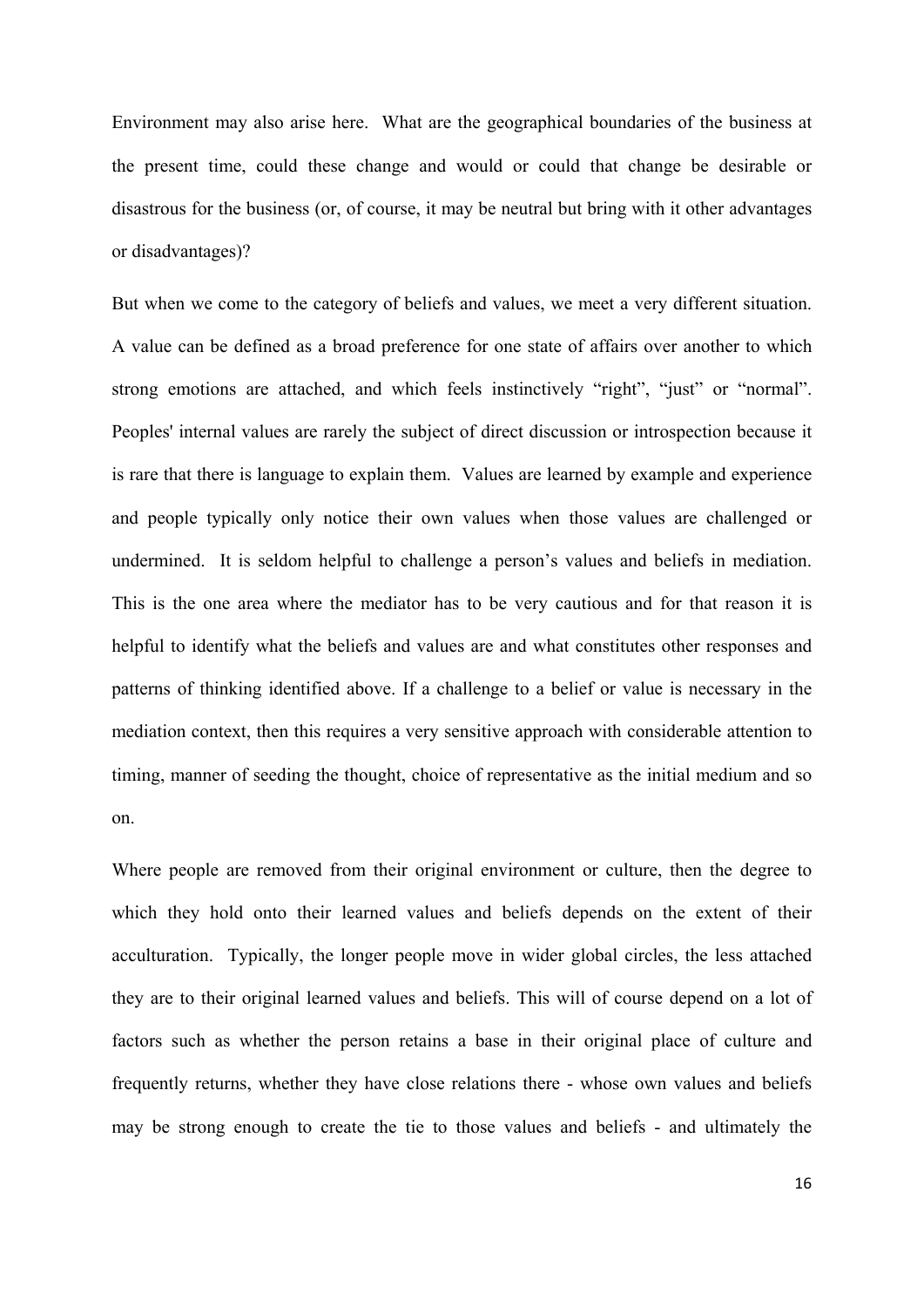Environment may also arise here. What are the geographical boundaries of the business at the present time, could these change and would or could that change be desirable or disastrous for the business (or, of course, it may be neutral but bring with it other advantages or disadvantages)?

But when we come to the category of beliefs and values, we meet a very different situation. A value can be defined as a broad preference for one state of affairs over another to which strong emotions are attached, and which feels instinctively "right", "just" or "normal". Peoples' internal values are rarely the subject of direct discussion or introspection because it is rare that there is language to explain them. Values are learned by example and experience and people typically only notice their own values when those values are challenged or undermined. It is seldom helpful to challenge a person's values and beliefs in mediation. This is the one area where the mediator has to be very cautious and for that reason it is helpful to identify what the beliefs and values are and what constitutes other responses and patterns of thinking identified above. If a challenge to a belief or value is necessary in the mediation context, then this requires a very sensitive approach with considerable attention to timing, manner of seeding the thought, choice of representative as the initial medium and so on.

Where people are removed from their original environment or culture, then the degree to which they hold onto their learned values and beliefs depends on the extent of their acculturation. Typically, the longer people move in wider global circles, the less attached they are to their original learned values and beliefs. This will of course depend on a lot of factors such as whether the person retains a base in their original place of culture and frequently returns, whether they have close relations there - whose own values and beliefs may be strong enough to create the tie to those values and beliefs - and ultimately the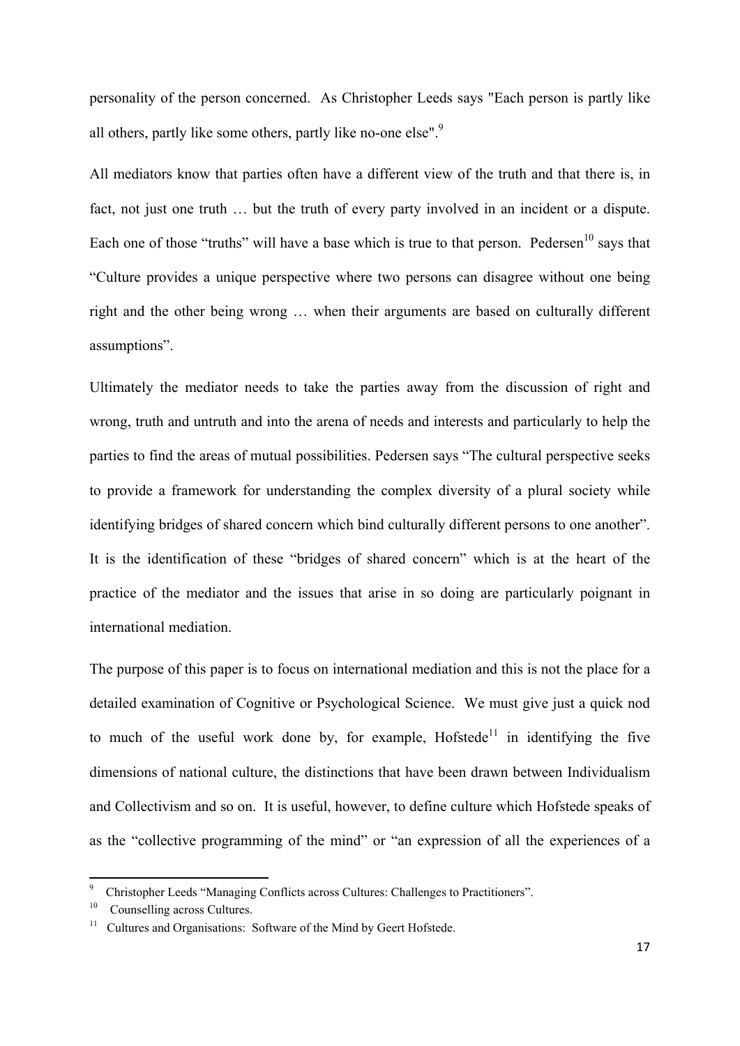personality of the person concerned. As Christopher Leeds says "Each person is partly like all others, partly like some others, partly like no-one else".[9]

All mediators know that parties often have a different view of the truth and that there is, in fact, not just one truth … but the truth of every party involved in an incident or a dispute. Each one of those "truths" will have a base which is true to that person. Pedersen[10] says that "Culture provides a unique perspective where two persons can disagree without one being right and the other being wrong … when their arguments are based on culturally different assumptions".

Ultimately the mediator needs to take the parties away from the discussion of right and wrong, truth and untruth and into the arena of needs and interests and particularly to help the parties to find the areas of mutual possibilities. Pedersen says "The cultural perspective seeks to provide a framework for understanding the complex diversity of a plural society while identifying bridges of shared concern which bind culturally different persons to one another". It is the identification of these "bridges of shared concern" which is at the heart of the practice of the mediator and the issues that arise in so doing are particularly poignant in international mediation.

The purpose of this paper is to focus on international mediation and this is not the place for a detailed examination of Cognitive or Psychological Science. We must give just a quick nod to much of the useful work done by, for example, Hofstede[11] in identifying the five dimensions of national culture, the distinctions that have been drawn between Individualism and Collectivism and so on. It is useful, however, to define culture which Hofstede speaks of as the "collective programming of the mind" or "an expression of all the experiences of a

---

[9] Christopher Leeds "Managing Conflicts across Cultures: Challenges to Practitioners".

[10] Counselling across Cultures.

[11] Cultures and Organisations: Software of the Mind by Geert Hofstede.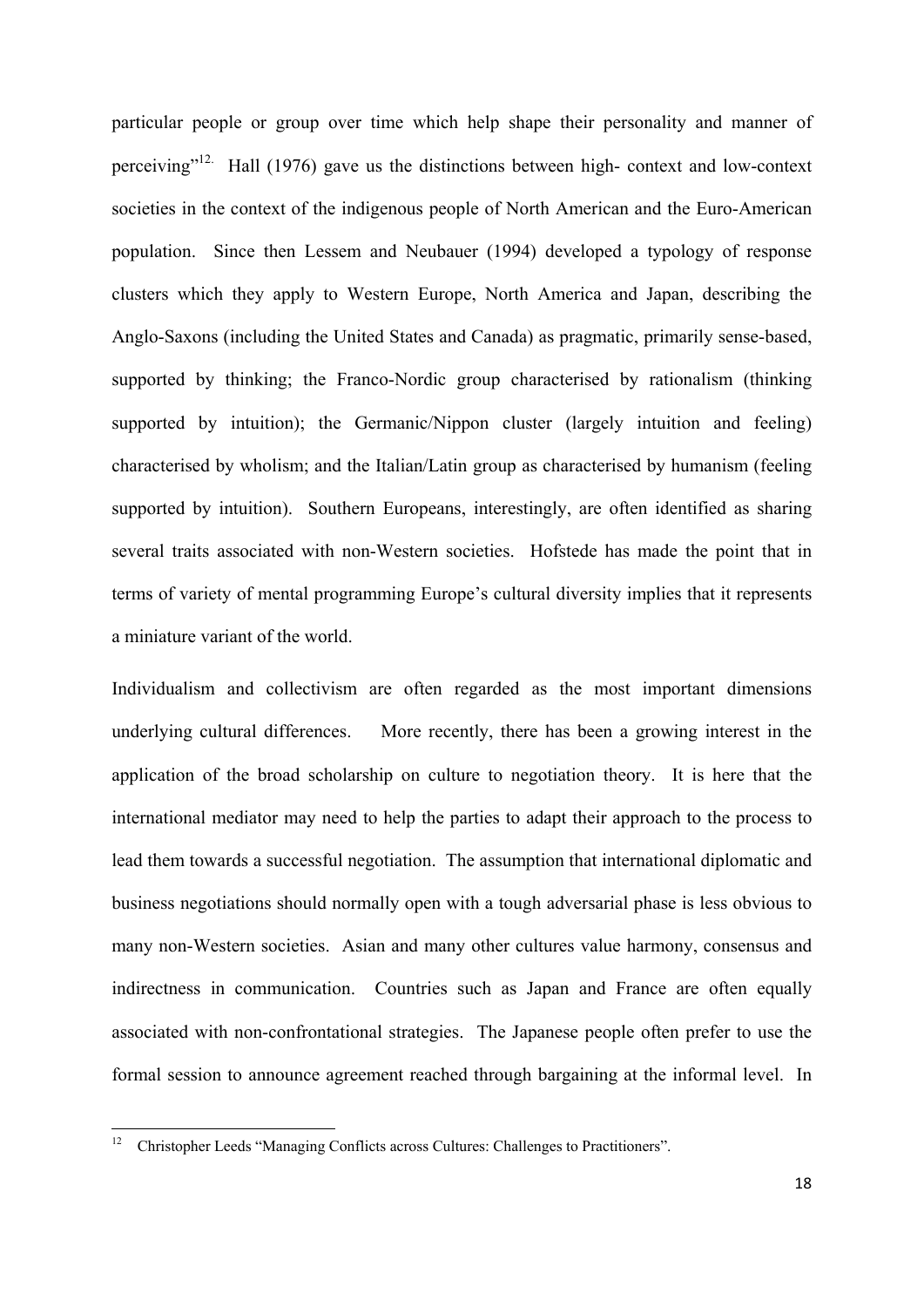particular people or group over time which help shape their personality and manner of perceiving"[12]. Hall (1976) gave us the distinctions between high- context and low-context societies in the context of the indigenous people of North American and the Euro-American population. Since then Lessem and Neubauer (1994) developed a typology of response clusters which they apply to Western Europe, North America and Japan, describing the Anglo-Saxons (including the United States and Canada) as pragmatic, primarily sense-based, supported by thinking; the Franco-Nordic group characterised by rationalism (thinking supported by intuition); the Germanic/Nippon cluster (largely intuition and feeling) characterised by wholism; and the Italian/Latin group as characterised by humanism (feeling supported by intuition). Southern Europeans, interestingly, are often identified as sharing several traits associated with non-Western societies. Hofstede has made the point that in terms of variety of mental programming Europe's cultural diversity implies that it represents a miniature variant of the world.

Individualism and collectivism are often regarded as the most important dimensions underlying cultural differences. More recently, there has been a growing interest in the application of the broad scholarship on culture to negotiation theory. It is here that the international mediator may need to help the parties to adapt their approach to the process to lead them towards a successful negotiation. The assumption that international diplomatic and business negotiations should normally open with a tough adversarial phase is less obvious to many non-Western societies. Asian and many other cultures value harmony, consensus and indirectness in communication. Countries such as Japan and France are often equally associated with non-confrontational strategies. The Japanese people often prefer to use the formal session to announce agreement reached through bargaining at the informal level. In

[12] Christopher Leeds "Managing Conflicts across Cultures: Challenges to Practitioners".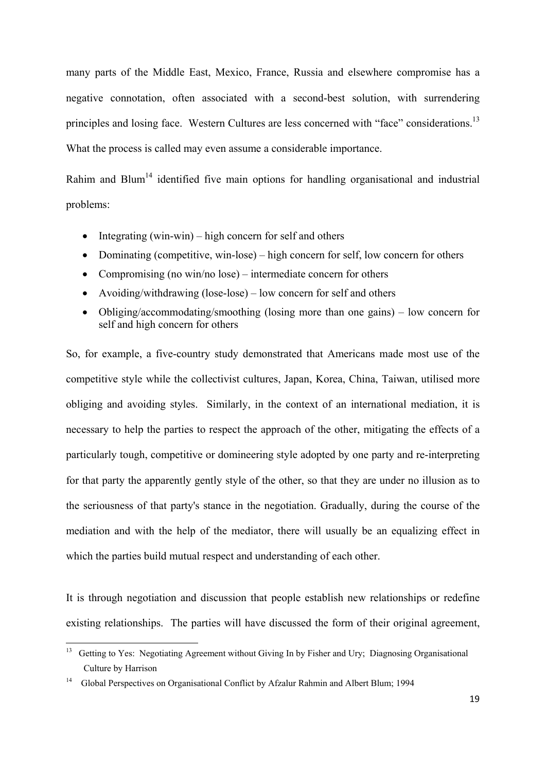many parts of the Middle East, Mexico, France, Russia and elsewhere compromise has a negative connotation, often associated with a second-best solution, with surrendering principles and losing face. Western Cultures are less concerned with "face" considerations.[13] What the process is called may even assume a considerable importance.

Rahim and Blum[14] identified five main options for handling organisational and industrial problems:

- Integrating (win-win) – high concern for self and others
- Dominating (competitive, win-lose) – high concern for self, low concern for others
- Compromising (no win/no lose) – intermediate concern for others
- Avoiding/withdrawing (lose-lose) – low concern for self and others
- Obliging/accommodating/smoothing (losing more than one gains) – low concern for self and high concern for others

So, for example, a five-country study demonstrated that Americans made most use of the competitive style while the collectivist cultures, Japan, Korea, China, Taiwan, utilised more obliging and avoiding styles. Similarly, in the context of an international mediation, it is necessary to help the parties to respect the approach of the other, mitigating the effects of a particularly tough, competitive or domineering style adopted by one party and re-interpreting for that party the apparently gently style of the other, so that they are under no illusion as to the seriousness of that party's stance in the negotiation. Gradually, during the course of the mediation and with the help of the mediator, there will usually be an equalizing effect in which the parties build mutual respect and understanding of each other.

It is through negotiation and discussion that people establish new relationships or redefine existing relationships. The parties will have discussed the form of their original agreement,

---

[13] Getting to Yes: Negotiating Agreement without Giving In by Fisher and Ury; Diagnosing Organisational Culture by Harrison

[14] Global Perspectives on Organisational Conflict by Afzalur Rahmin and Albert Blum; 1994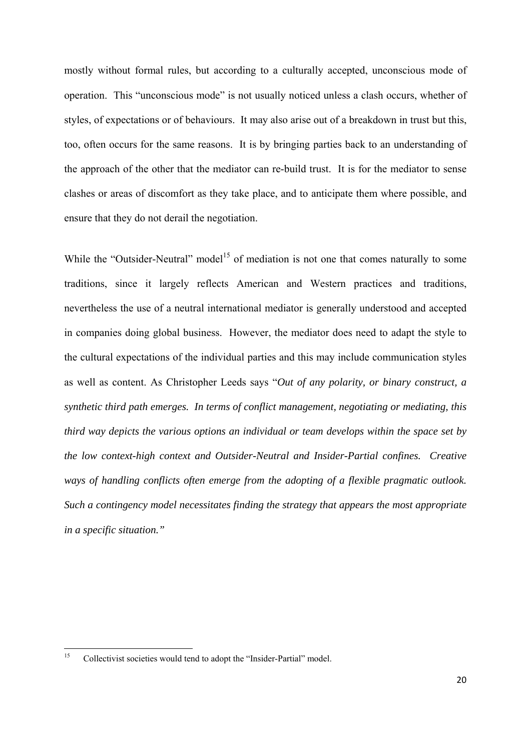mostly without formal rules, but according to a culturally accepted, unconscious mode of operation. This "unconscious mode" is not usually noticed unless a clash occurs, whether of styles, of expectations or of behaviours. It may also arise out of a breakdown in trust but this, too, often occurs for the same reasons. It is by bringing parties back to an understanding of the approach of the other that the mediator can re-build trust. It is for the mediator to sense clashes or areas of discomfort as they take place, and to anticipate them where possible, and ensure that they do not derail the negotiation.

While the "Outsider-Neutral" model[15] of mediation is not one that comes naturally to some traditions, since it largely reflects American and Western practices and traditions, nevertheless the use of a neutral international mediator is generally understood and accepted in companies doing global business. However, the mediator does need to adapt the style to the cultural expectations of the individual parties and this may include communication styles as well as content. As Christopher Leeds says "*Out of any polarity, or binary construct, a synthetic third path emerges. In terms of conflict management, negotiating or mediating, this third way depicts the various options an individual or team develops within the space set by the low context-high context and Outsider-Neutral and Insider-Partial confines. Creative ways of handling conflicts often emerge from the adopting of a flexible pragmatic outlook. Such a contingency model necessitates finding the strategy that appears the most appropriate in a specific situation."*

---

[15] Collectivist societies would tend to adopt the "Insider-Partial" model.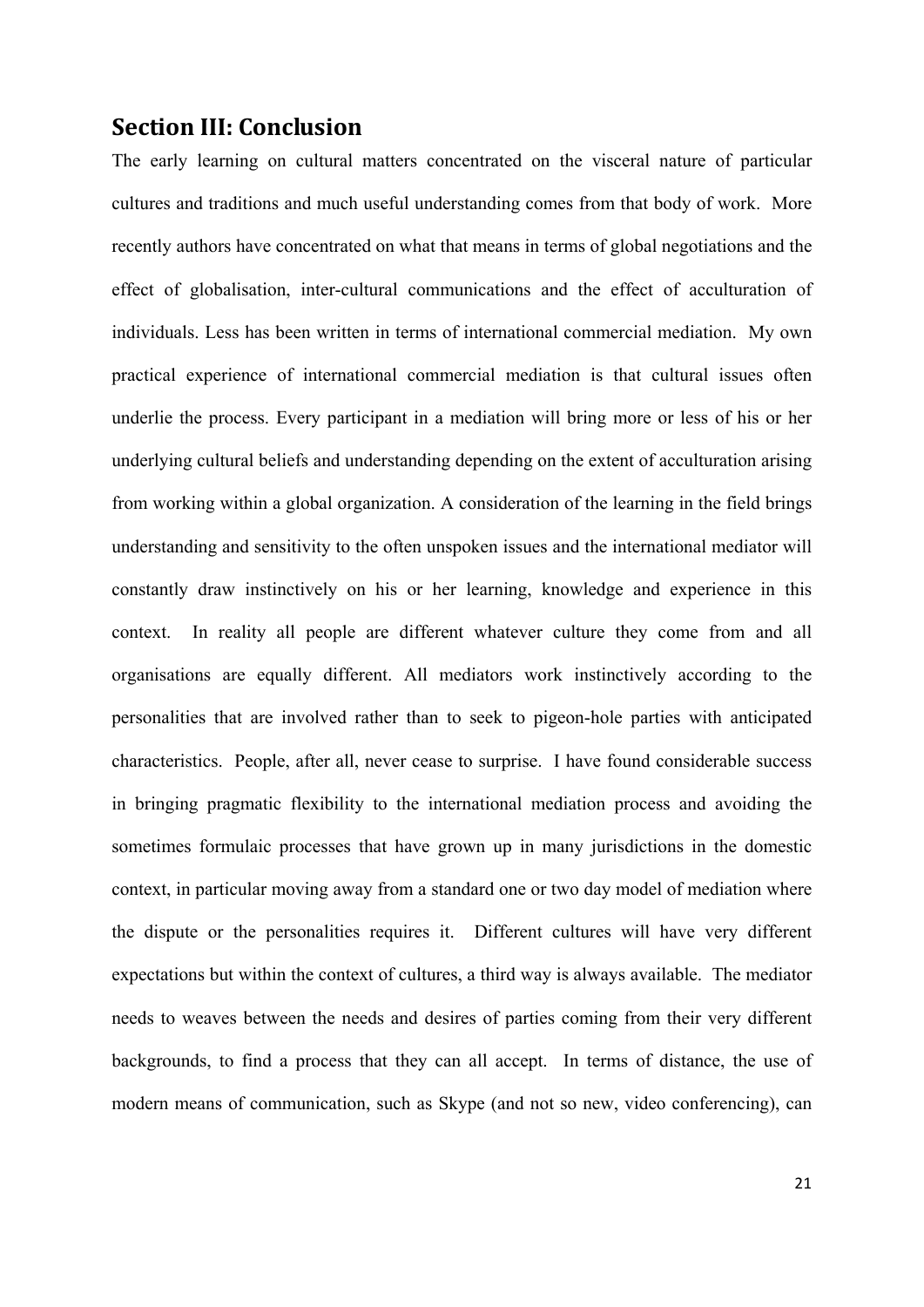## Section III: Conclusion

The early learning on cultural matters concentrated on the visceral nature of particular cultures and traditions and much useful understanding comes from that body of work. More recently authors have concentrated on what that means in terms of global negotiations and the effect of globalisation, inter-cultural communications and the effect of acculturation of individuals. Less has been written in terms of international commercial mediation. My own practical experience of international commercial mediation is that cultural issues often underlie the process. Every participant in a mediation will bring more or less of his or her underlying cultural beliefs and understanding depending on the extent of acculturation arising from working within a global organization. A consideration of the learning in the field brings understanding and sensitivity to the often unspoken issues and the international mediator will constantly draw instinctively on his or her learning, knowledge and experience in this context. In reality all people are different whatever culture they come from and all organisations are equally different. All mediators work instinctively according to the personalities that are involved rather than to seek to pigeon-hole parties with anticipated characteristics. People, after all, never cease to surprise. I have found considerable success in bringing pragmatic flexibility to the international mediation process and avoiding the sometimes formulaic processes that have grown up in many jurisdictions in the domestic context, in particular moving away from a standard one or two day model of mediation where the dispute or the personalities requires it. Different cultures will have very different expectations but within the context of cultures, a third way is always available. The mediator needs to weaves between the needs and desires of parties coming from their very different backgrounds, to find a process that they can all accept. In terms of distance, the use of modern means of communication, such as Skype (and not so new, video conferencing), can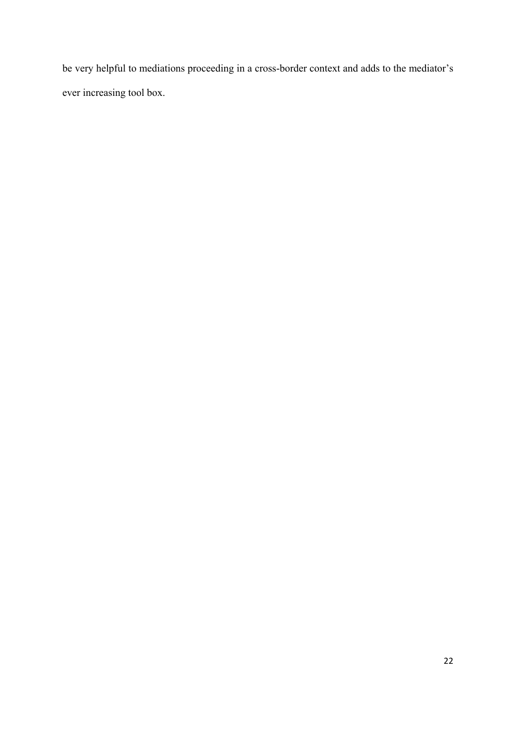be very helpful to mediations proceeding in a cross-border context and adds to the mediator's ever increasing tool box.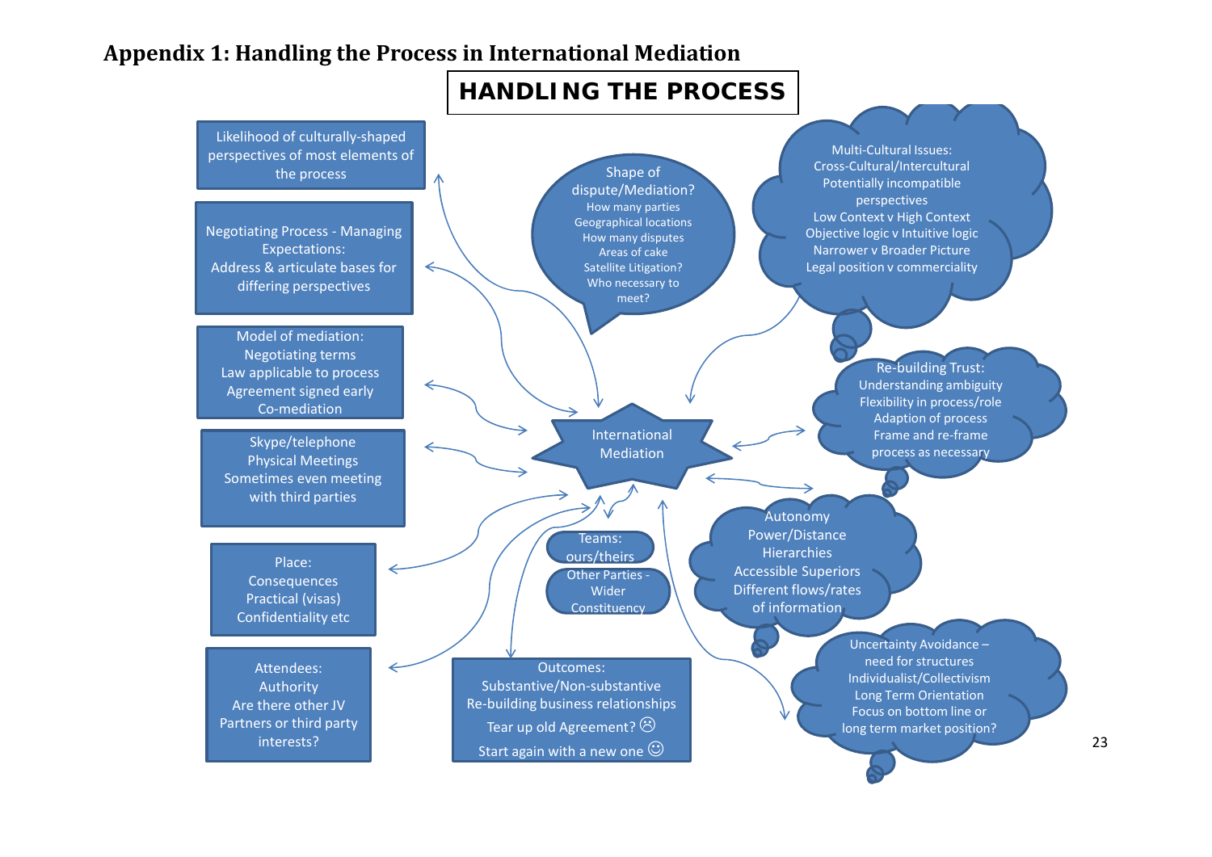# Appendix 1: Handling the Process in International Mediation

## HANDLING THE PROCESS

**International Mediation**

- Likelihood of culturally-shaped perspectives of most elements of the process
- Negotiating Process - Managing Expectations: Address & articulate bases for differing perspectives
- Model of mediation: Negotiating terms; Law applicable to process; Agreement signed early; Co-mediation
- Skype/telephone; Physical Meetings; Sometimes even meeting with third parties
- Place: Consequences; Practical (visas); Confidentiality etc
- Attendees: Authority; Are there other JV Partners or third party interests?
- Shape of dispute/Mediation? How many parties; Geographical locations; How many disputes; Areas of cake; Satellite Litigation?; Who necessary to meet?
- Teams: ours/theirs
- Other Parties - Wider Constituency
- Outcomes: Substantive/Non-substantive; Re-building business relationships; Tear up old Agreement? ☹; Start again with a new one ☺
- Multi-Cultural Issues: Cross-Cultural/Intercultural; Potentially incompatible perspectives; Low Context v High Context; Objective logic v Intuitive logic; Narrower v Broader Picture; Legal position v commerciality
- Re-building Trust: Understanding ambiguity; Flexibility in process/role; Adaption of process; Frame and re-frame process as necessary
- Autonomy; Power/Distance; Hierarchies; Accessible Superiors; Different flows/rates of information
- Uncertainty Avoidance – need for structures; Individualist/Collectivism; Long Term Orientation; Focus on bottom line or long term market position?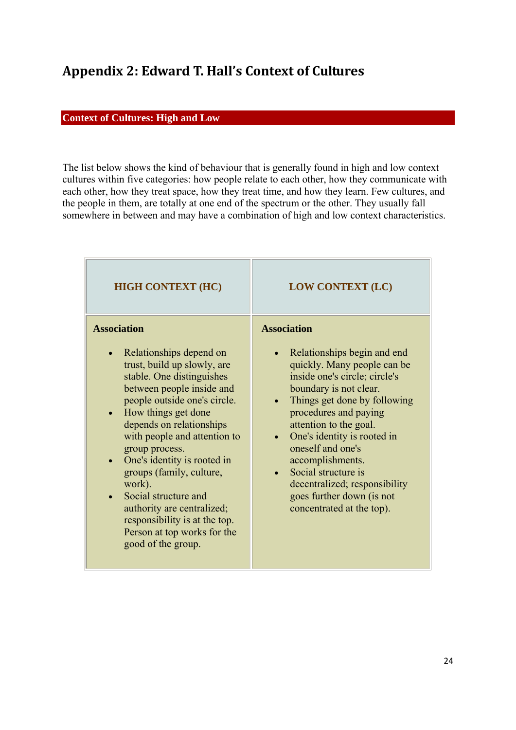# Appendix 2: Edward T. Hall's Context of Cultures

## Context of Cultures: High and Low

The list below shows the kind of behaviour that is generally found in high and low context cultures within five categories: how people relate to each other, how they communicate with each other, how they treat space, how they treat time, and how they learn. Few cultures, and the people in them, are totally at one end of the spectrum or the other. They usually fall somewhere in between and may have a combination of high and low context characteristics.

| HIGH CONTEXT (HC) | LOW CONTEXT (LC) |
| --- | --- |
| **Association**<br><br>• Relationships depend on trust, build up slowly, are stable. One distinguishes between people inside and people outside one's circle.<br>• How things get done depends on relationships with people and attention to group process.<br>• One's identity is rooted in groups (family, culture, work).<br>• Social structure and authority are centralized; responsibility is at the top. Person at top works for the good of the group. | **Association**<br><br>• Relationships begin and end quickly. Many people can be inside one's circle; circle's boundary is not clear.<br>• Things get done by following procedures and paying attention to the goal.<br>• One's identity is rooted in oneself and one's accomplishments.<br>• Social structure is decentralized; responsibility goes further down (is not concentrated at the top). |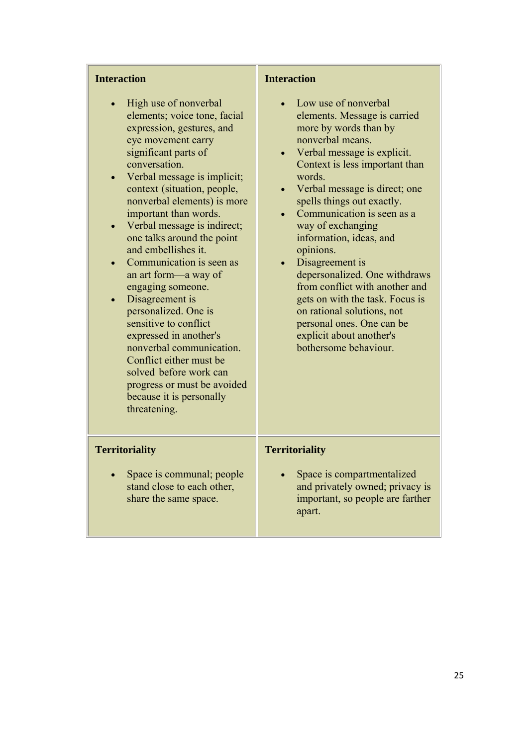| **Interaction** | **Interaction** |
|---|---|
| • High use of nonverbal elements; voice tone, facial expression, gestures, and eye movement carry significant parts of conversation.<br>• Verbal message is implicit; context (situation, people, nonverbal elements) is more important than words.<br>• Verbal message is indirect; one talks around the point and embellishes it.<br>• Communication is seen as an art form—a way of engaging someone.<br>• Disagreement is personalized. One is sensitive to conflict expressed in another's nonverbal communication. Conflict either must be solved before work can progress or must be avoided because it is personally threatening. | • Low use of nonverbal elements. Message is carried more by words than by nonverbal means.<br>• Verbal message is explicit. Context is less important than words.<br>• Verbal message is direct; one spells things out exactly.<br>• Communication is seen as a way of exchanging information, ideas, and opinions.<br>• Disagreement is depersonalized. One withdraws from conflict with another and gets on with the task. Focus is on rational solutions, not personal ones. One can be explicit about another's bothersome behaviour. |
| **Territoriality**<br><br>• Space is communal; people stand close to each other, share the same space. | **Territoriality**<br><br>• Space is compartmentalized and privately owned; privacy is important, so people are farther apart. |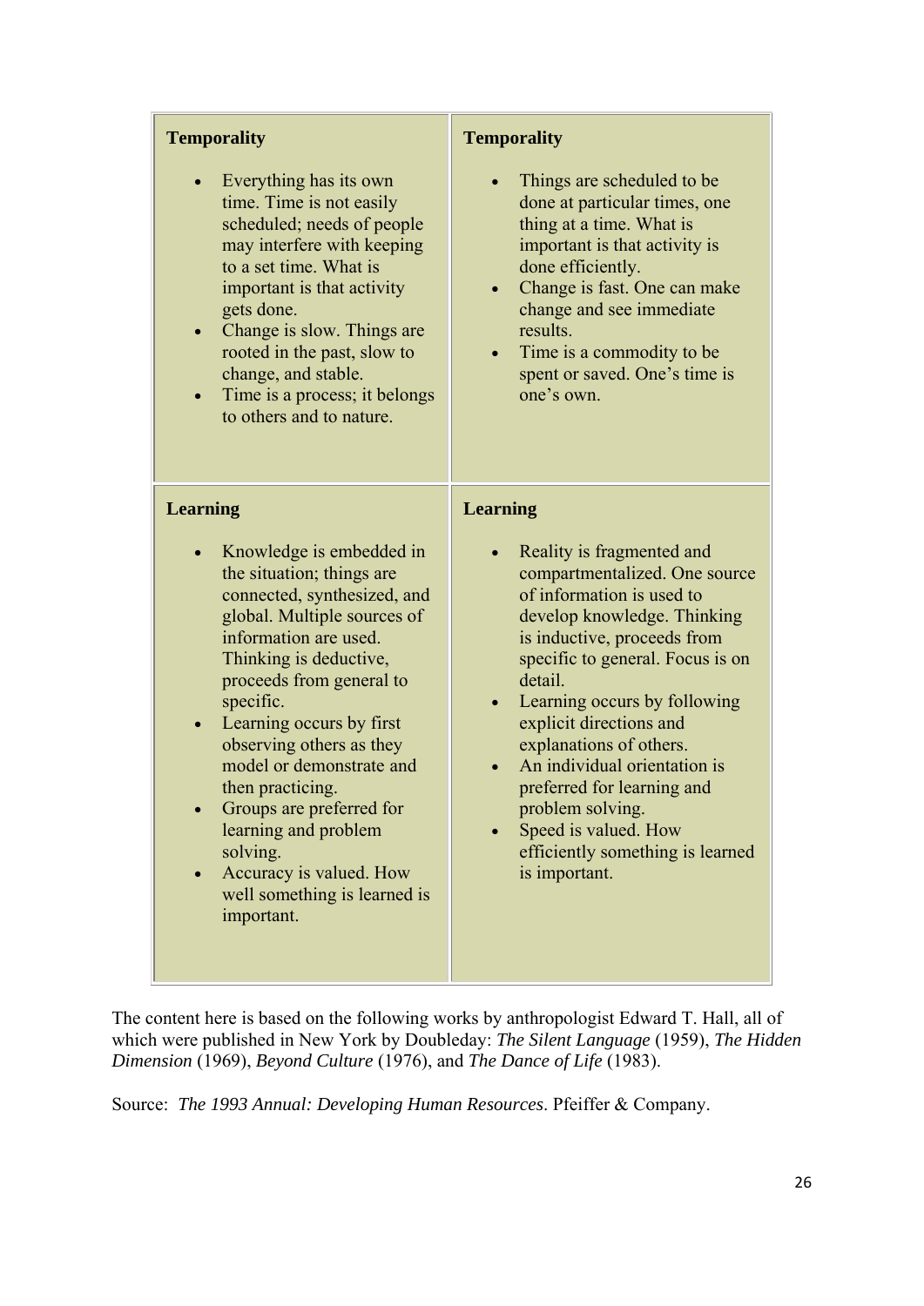| **Temporality** | **Temporality** |
|---|---|
| • Everything has its own time. Time is not easily scheduled; needs of people may interfere with keeping to a set time. What is important is that activity gets done.<br>• Change is slow. Things are rooted in the past, slow to change, and stable.<br>• Time is a process; it belongs to others and to nature. | • Things are scheduled to be done at particular times, one thing at a time. What is important is that activity is done efficiently.<br>• Change is fast. One can make change and see immediate results.<br>• Time is a commodity to be spent or saved. One's time is one's own. |
| **Learning**<br><br>• Knowledge is embedded in the situation; things are connected, synthesized, and global. Multiple sources of information are used. Thinking is deductive, proceeds from general to specific.<br>• Learning occurs by first observing others as they model or demonstrate and then practicing.<br>• Groups are preferred for learning and problem solving.<br>• Accuracy is valued. How well something is learned is important. | **Learning**<br><br>• Reality is fragmented and compartmentalized. One source of information is used to develop knowledge. Thinking is inductive, proceeds from specific to general. Focus is on detail.<br>• Learning occurs by following explicit directions and explanations of others.<br>• An individual orientation is preferred for learning and problem solving.<br>• Speed is valued. How efficiently something is learned is important. |

The content here is based on the following works by anthropologist Edward T. Hall, all of which were published in New York by Doubleday: *The Silent Language* (1959), *The Hidden Dimension* (1969), *Beyond Culture* (1976), and *The Dance of Life* (1983).

Source: *The 1993 Annual: Developing Human Resources*. Pfeiffer & Company.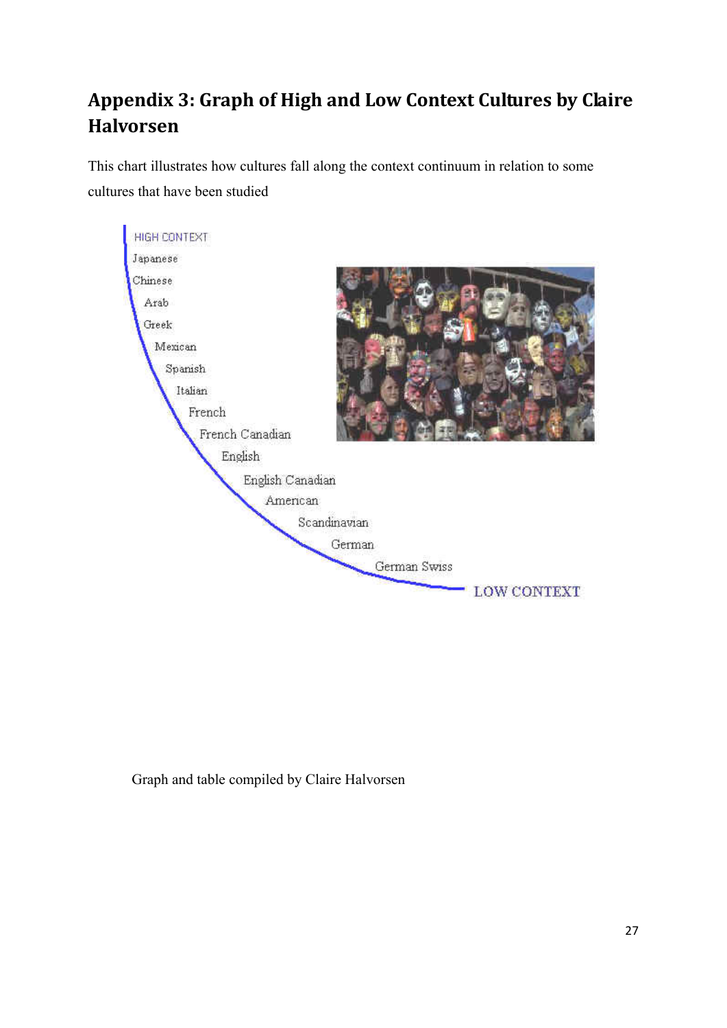## Appendix 3: Graph of High and Low Context Cultures by Claire Halvorsen

This chart illustrates how cultures fall along the context continuum in relation to some cultures that have been studied

HIGH CONTEXT

Japanese

Chinese

Arab

Greek

Mexican

Spanish

Italian

French

French Canadian

English

English Canadian

American

Scandinavian

German

German Swiss

LOW CONTEXT

Graph and table compiled by Claire Halvorsen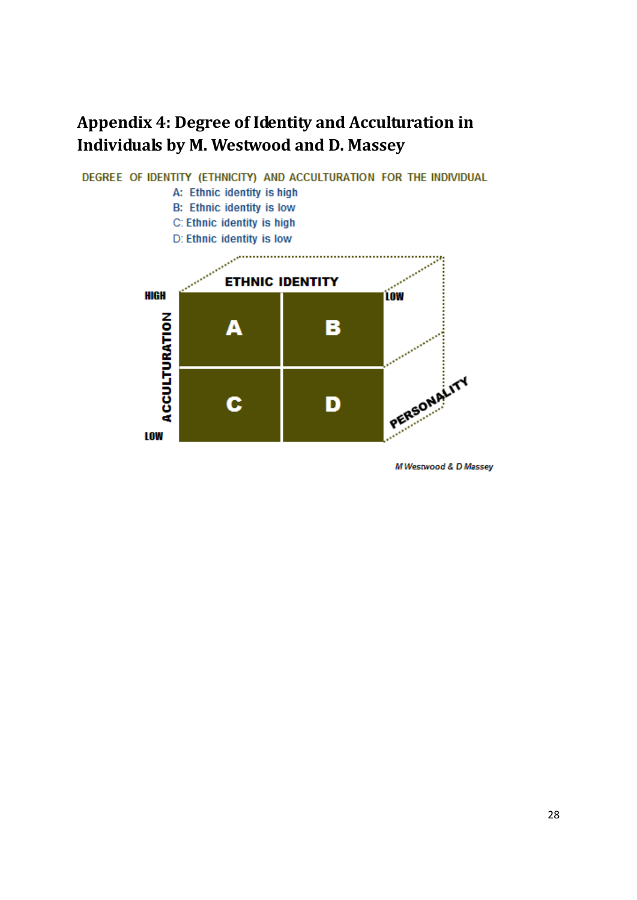## Appendix 4: Degree of Identity and Acculturation in Individuals by M. Westwood and D. Massey

DEGREE OF IDENTITY (ETHNICITY) AND ACCULTURATION FOR THE INDIVIDUAL

A: Ethnic identity is high
B: Ethnic identity is low
C: Ethnic identity is high
D: Ethnic identity is low

| | ETHNIC IDENTITY (HIGH) | ETHNIC IDENTITY (LOW) |
|---|---|---|
| ACCULTURATION HIGH | A | B |
| ACCULTURATION LOW | C | D |

PERSONALITY

M Westwood & D Massey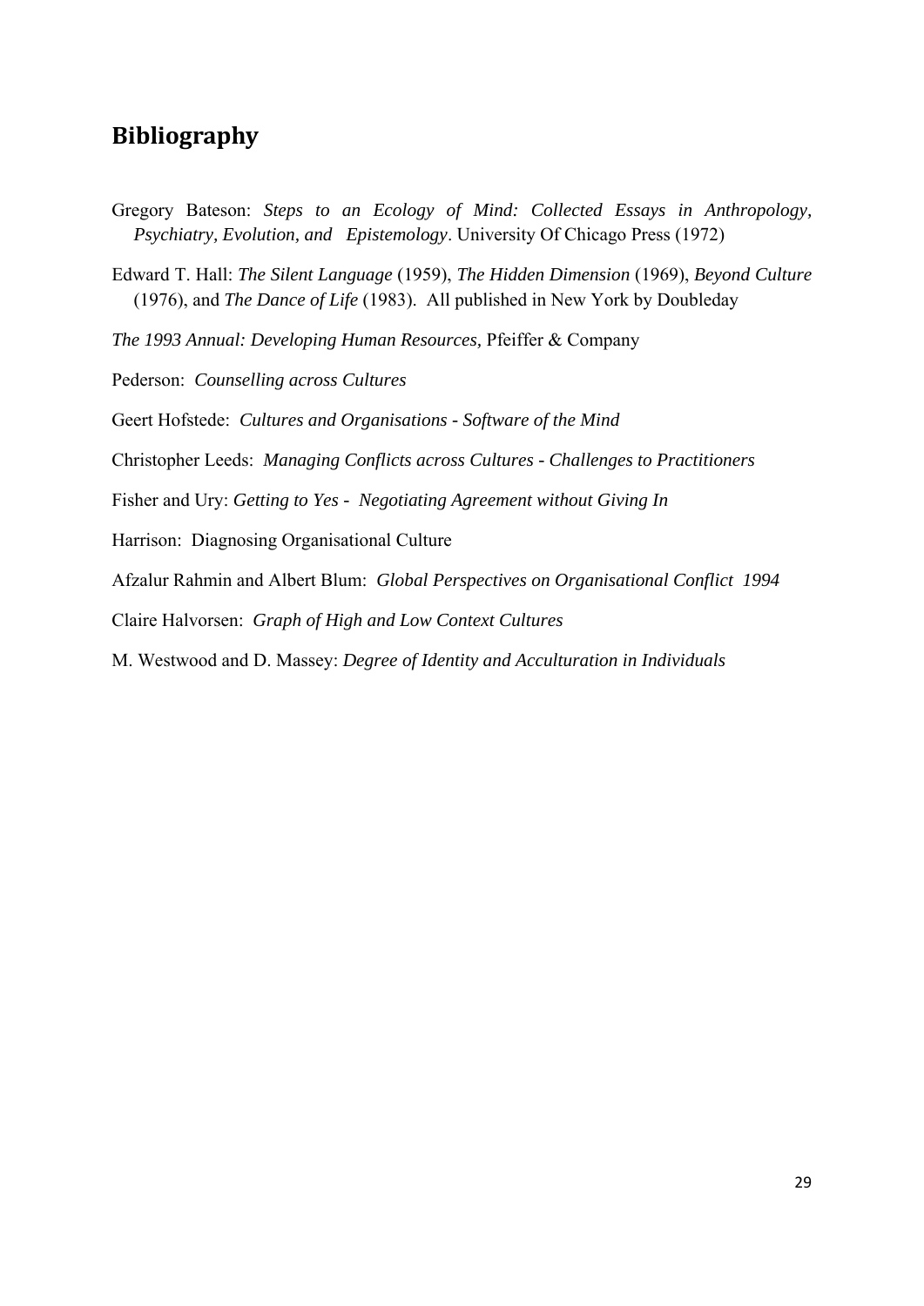## Bibliography

Gregory Bateson: *Steps to an Ecology of Mind: Collected Essays in Anthropology, Psychiatry, Evolution, and Epistemology*. University Of Chicago Press (1972)

Edward T. Hall: *The Silent Language* (1959), *The Hidden Dimension* (1969), *Beyond Culture* (1976), and *The Dance of Life* (1983). All published in New York by Doubleday

*The 1993 Annual: Developing Human Resources*, Pfeiffer & Company

Pederson: *Counselling across Cultures*

Geert Hofstede: *Cultures and Organisations - Software of the Mind*

Christopher Leeds: *Managing Conflicts across Cultures - Challenges to Practitioners*

Fisher and Ury: *Getting to Yes - Negotiating Agreement without Giving In*

Harrison: Diagnosing Organisational Culture

Afzalur Rahmin and Albert Blum: *Global Perspectives on Organisational Conflict 1994*

Claire Halvorsen: *Graph of High and Low Context Cultures*

M. Westwood and D. Massey: *Degree of Identity and Acculturation in Individuals*